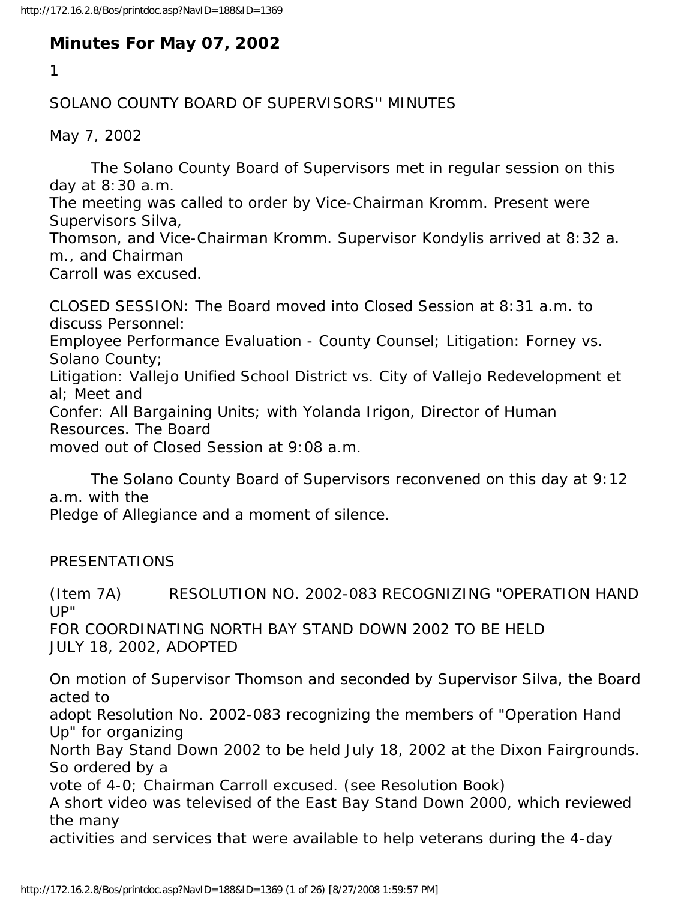# Minutes For May 07, 2002

1

SOLANO COUNTY BOARD OF SUPERVISORS'' MINUTES

May 7, 2002

The Solano County Board of Supervisors met in regular session on this day at 8:30 a.m. The meeting was called to order by Vice-Chairman Kromm. Present were Supervisors Silva, Thomson, and Vice-Chairman Kromm. Supervisor Kondylis arrived at 8:32 a.m., and Chairman Carroll was excused.

CLOSED SESSION: The Board moved into Closed Session at 8:31 a.m. to discuss Personnel: Employee Performance Evaluation - County Counsel; Litigation: Forney vs. Solano County; Litigation: Vallejo Unified School District vs. City of Vallejo Redevelopment et al; Meet and Confer: All Bargaining Units; with Yolanda Irigon, Director of Human Resources. The Board moved out of Closed Session at 9:08 a.m.

The Solano County Board of Supervisors reconvened on this day at 9:12 a.m. with the Pledge of Allegiance and a moment of silence.

PRESENTATIONS

(Item 7A) RESOLUTION NO. 2002-083 RECOGNIZING "OPERATION HAND UP" FOR COORDINATING NORTH BAY STAND DOWN 2002 TO BE HELD JULY 18, 2002, ADOPTED

On motion of Supervisor Thomson and seconded by Supervisor Silva, the Board acted to adopt Resolution No. 2002-083 recognizing the members of "Operation Hand Up" for organizing North Bay Stand Down 2002 to be held July 18, 2002 at the Dixon Fairgrounds. So ordered by a vote of 4-0; Chairman Carroll excused. (see Resolution Book)

A short video was televised of the East Bay Stand Down 2000, which reviewed the many activities and services that were available to help veterans during the 4-day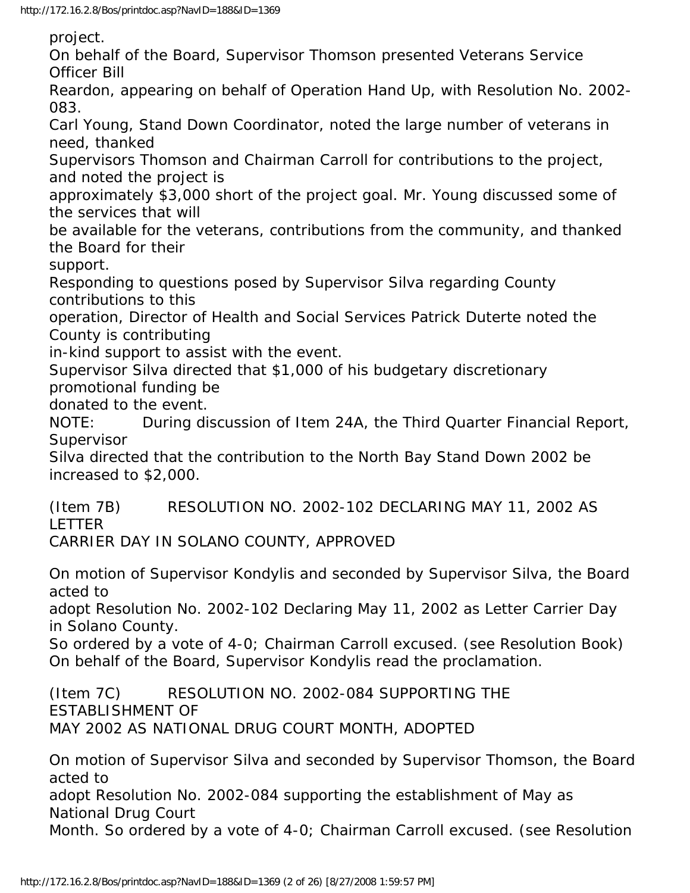project.

On behalf of the Board, Supervisor Thomson presented Veterans Service Officer Bill Reardon, appearing on behalf of Operation Hand Up, with Resolution No. 2002-083.

Carl Young, Stand Down Coordinator, noted the large number of veterans in need, thanked Supervisors Thomson and Chairman Carroll for contributions to the project, and noted the project is approximately $3,000 short of the project goal. Mr. Young discussed some of the services that will be available for the veterans, contributions from the community, and thanked the Board for their support.

Responding to questions posed by Supervisor Silva regarding County contributions to this operation, Director of Health and Social Services Patrick Duterte noted the County is contributing in-kind support to assist with the event.

Supervisor Silva directed that $1,000 of his budgetary discretionary promotional funding be donated to the event.

NOTE: During discussion of Item 24A, the Third Quarter Financial Report, Supervisor Silva directed that the contribution to the North Bay Stand Down 2002 be increased to $2,000.

(Item 7B) RESOLUTION NO. 2002-102 DECLARING MAY 11, 2002 AS LETTER CARRIER DAY IN SOLANO COUNTY, APPROVED

On motion of Supervisor Kondylis and seconded by Supervisor Silva, the Board acted to adopt Resolution No. 2002-102 Declaring May 11, 2002 as Letter Carrier Day in Solano County.

So ordered by a vote of 4-0; Chairman Carroll excused. (see Resolution Book)

On behalf of the Board, Supervisor Kondylis read the proclamation.

(Item 7C) RESOLUTION NO. 2002-084 SUPPORTING THE ESTABLISHMENT OF MAY 2002 AS NATIONAL DRUG COURT MONTH, ADOPTED

On motion of Supervisor Silva and seconded by Supervisor Thomson, the Board acted to adopt Resolution No. 2002-084 supporting the establishment of May as National Drug Court Month. So ordered by a vote of 4-0; Chairman Carroll excused. (see Resolution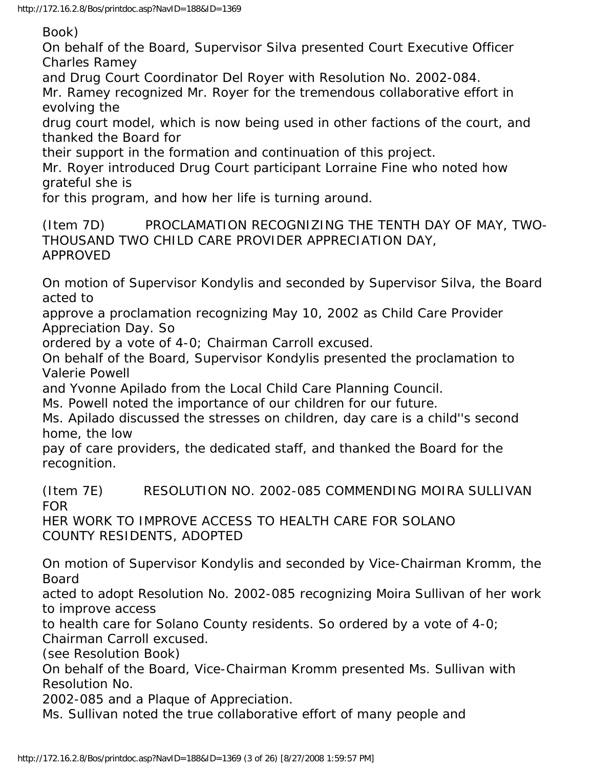Book)

On behalf of the Board, Supervisor Silva presented Court Executive Officer Charles Ramey and Drug Court Coordinator Del Royer with Resolution No. 2002-084.

Mr. Ramey recognized Mr. Royer for the tremendous collaborative effort in evolving the drug court model, which is now being used in other factions of the court, and thanked the Board for their support in the formation and continuation of this project.

Mr. Royer introduced Drug Court participant Lorraine Fine who noted how grateful she is for this program, and how her life is turning around.

(Item 7D) PROCLAMATION RECOGNIZING THE TENTH DAY OF MAY, TWO-THOUSAND TWO CHILD CARE PROVIDER APPRECIATION DAY, APPROVED

On motion of Supervisor Kondylis and seconded by Supervisor Silva, the Board acted to approve a proclamation recognizing May 10, 2002 as Child Care Provider Appreciation Day. So ordered by a vote of 4-0; Chairman Carroll excused.

On behalf of the Board, Supervisor Kondylis presented the proclamation to Valerie Powell and Yvonne Apilado from the Local Child Care Planning Council.

Ms. Powell noted the importance of our children for our future.

Ms. Apilado discussed the stresses on children, day care is a child''s second home, the low pay of care providers, the dedicated staff, and thanked the Board for the recognition.

(Item 7E) RESOLUTION NO. 2002-085 COMMENDING MOIRA SULLIVAN FOR HER WORK TO IMPROVE ACCESS TO HEALTH CARE FOR SOLANO COUNTY RESIDENTS, ADOPTED

On motion of Supervisor Kondylis and seconded by Vice-Chairman Kromm, the Board acted to adopt Resolution No. 2002-085 recognizing Moira Sullivan of her work to improve access to health care for Solano County residents. So ordered by a vote of 4-0; Chairman Carroll excused.

(see Resolution Book)

On behalf of the Board, Vice-Chairman Kromm presented Ms. Sullivan with Resolution No. 2002-085 and a Plaque of Appreciation.

Ms. Sullivan noted the true collaborative effort of many people and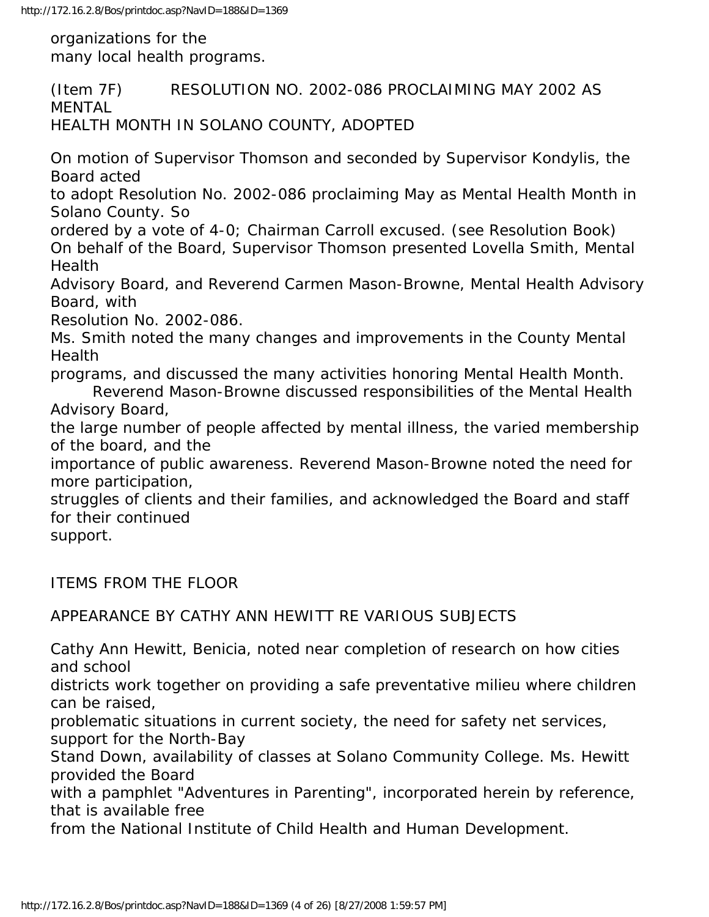organizations for the many local health programs.

(Item 7F) RESOLUTION NO. 2002-086 PROCLAIMING MAY 2002 AS MENTAL HEALTH MONTH IN SOLANO COUNTY, ADOPTED

On motion of Supervisor Thomson and seconded by Supervisor Kondylis, the Board acted to adopt Resolution No. 2002-086 proclaiming May as Mental Health Month in Solano County. So ordered by a vote of 4-0; Chairman Carroll excused. (see Resolution Book)
On behalf of the Board, Supervisor Thomson presented Lovella Smith, Mental Health Advisory Board, and Reverend Carmen Mason-Browne, Mental Health Advisory Board, with Resolution No. 2002-086.
Ms. Smith noted the many changes and improvements in the County Mental Health programs, and discussed the many activities honoring Mental Health Month.
Reverend Mason-Browne discussed responsibilities of the Mental Health Advisory Board, the large number of people affected by mental illness, the varied membership of the board, and the importance of public awareness. Reverend Mason-Browne noted the need for more participation, struggles of clients and their families, and acknowledged the Board and staff for their continued support.

ITEMS FROM THE FLOOR

APPEARANCE BY CATHY ANN HEWITT RE VARIOUS SUBJECTS

Cathy Ann Hewitt, Benicia, noted near completion of research on how cities and school districts work together on providing a safe preventative milieu where children can be raised, problematic situations in current society, the need for safety net services, support for the North-Bay Stand Down, availability of classes at Solano Community College. Ms. Hewitt provided the Board with a pamphlet "Adventures in Parenting", incorporated herein by reference, that is available free from the National Institute of Child Health and Human Development.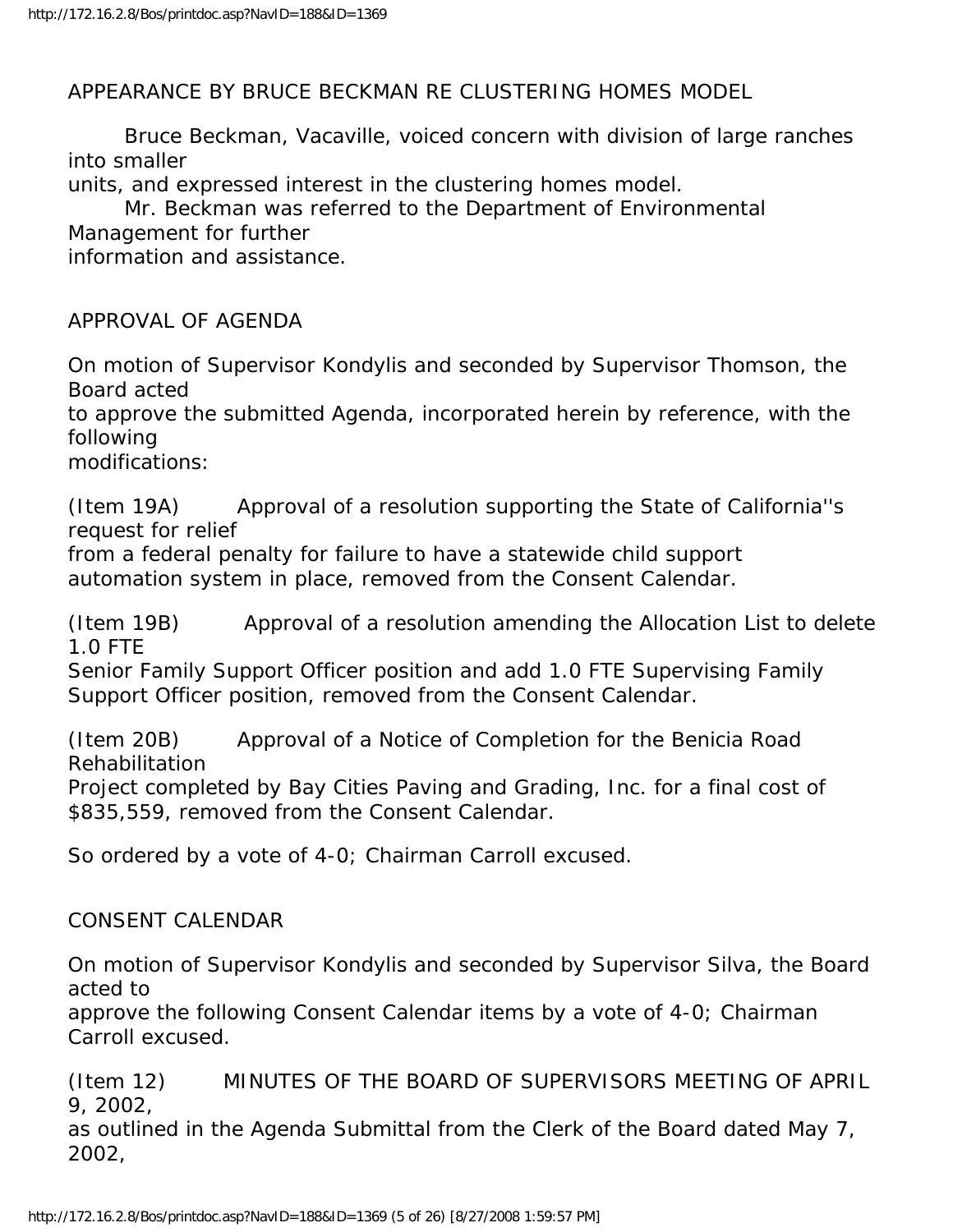APPEARANCE BY BRUCE BECKMAN RE CLUSTERING HOMES MODEL

Bruce Beckman, Vacaville, voiced concern with division of large ranches into smaller units, and expressed interest in the clustering homes model.

Mr. Beckman was referred to the Department of Environmental Management for further information and assistance.

APPROVAL OF AGENDA

On motion of Supervisor Kondylis and seconded by Supervisor Thomson, the Board acted to approve the submitted Agenda, incorporated herein by reference, with the following modifications:

(Item 19A) Approval of a resolution supporting the State of California''s request for relief from a federal penalty for failure to have a statewide child support automation system in place, removed from the Consent Calendar.

(Item 19B) Approval of a resolution amending the Allocation List to delete 1.0 FTE Senior Family Support Officer position and add 1.0 FTE Supervising Family Support Officer position, removed from the Consent Calendar.

(Item 20B) Approval of a Notice of Completion for the Benicia Road Rehabilitation Project completed by Bay Cities Paving and Grading, Inc. for a final cost of $835,559, removed from the Consent Calendar.

So ordered by a vote of 4-0; Chairman Carroll excused.

CONSENT CALENDAR

On motion of Supervisor Kondylis and seconded by Supervisor Silva, the Board acted to approve the following Consent Calendar items by a vote of 4-0; Chairman Carroll excused.

(Item 12) MINUTES OF THE BOARD OF SUPERVISORS MEETING OF APRIL 9, 2002, as outlined in the Agenda Submittal from the Clerk of the Board dated May 7, 2002,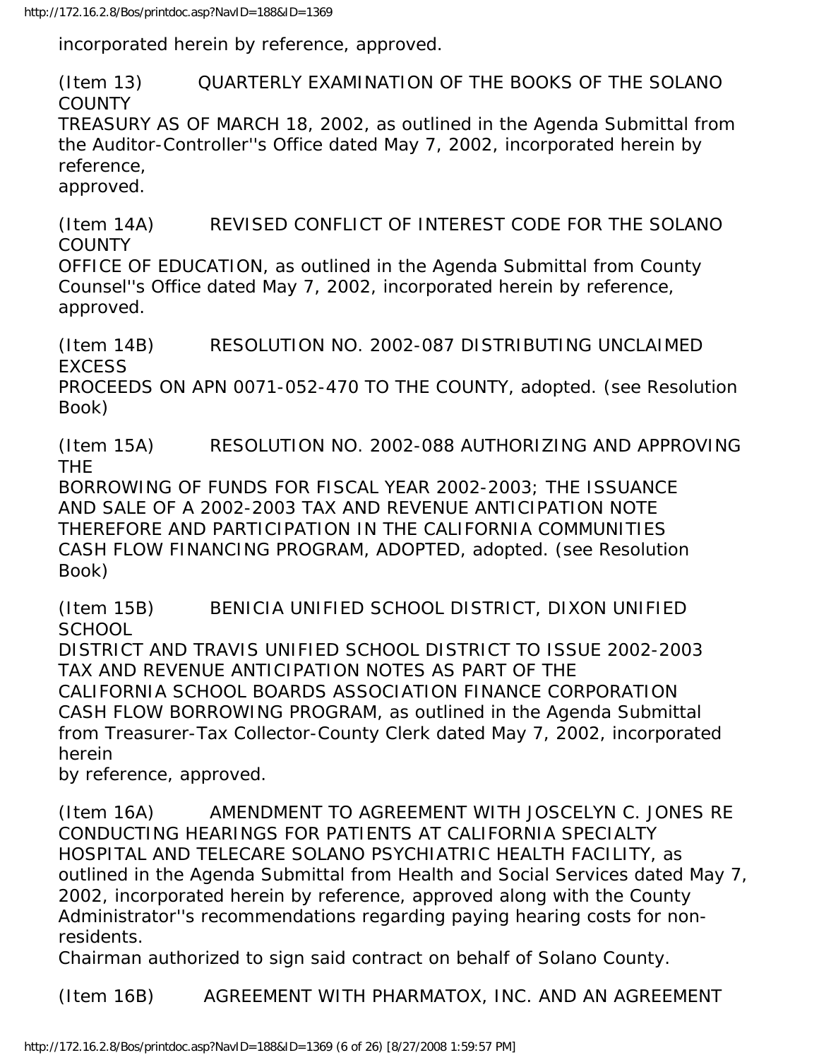incorporated herein by reference, approved.

(Item 13) QUARTERLY EXAMINATION OF THE BOOKS OF THE SOLANO COUNTY TREASURY AS OF MARCH 18, 2002, as outlined in the Agenda Submittal from the Auditor-Controller''s Office dated May 7, 2002, incorporated herein by reference, approved.

(Item 14A) REVISED CONFLICT OF INTEREST CODE FOR THE SOLANO COUNTY OFFICE OF EDUCATION, as outlined in the Agenda Submittal from County Counsel''s Office dated May 7, 2002, incorporated herein by reference, approved.

(Item 14B) RESOLUTION NO. 2002-087 DISTRIBUTING UNCLAIMED EXCESS PROCEEDS ON APN 0071-052-470 TO THE COUNTY, adopted. (see Resolution Book)

(Item 15A) RESOLUTION NO. 2002-088 AUTHORIZING AND APPROVING THE BORROWING OF FUNDS FOR FISCAL YEAR 2002-2003; THE ISSUANCE AND SALE OF A 2002-2003 TAX AND REVENUE ANTICIPATION NOTE THEREFORE AND PARTICIPATION IN THE CALIFORNIA COMMUNITIES CASH FLOW FINANCING PROGRAM, ADOPTED, adopted. (see Resolution Book)

(Item 15B) BENICIA UNIFIED SCHOOL DISTRICT, DIXON UNIFIED SCHOOL DISTRICT AND TRAVIS UNIFIED SCHOOL DISTRICT TO ISSUE 2002-2003 TAX AND REVENUE ANTICIPATION NOTES AS PART OF THE CALIFORNIA SCHOOL BOARDS ASSOCIATION FINANCE CORPORATION CASH FLOW BORROWING PROGRAM, as outlined in the Agenda Submittal from Treasurer-Tax Collector-County Clerk dated May 7, 2002, incorporated herein by reference, approved.

(Item 16A) AMENDMENT TO AGREEMENT WITH JOSCELYN C. JONES RE CONDUCTING HEARINGS FOR PATIENTS AT CALIFORNIA SPECIALTY HOSPITAL AND TELECARE SOLANO PSYCHIATRIC HEALTH FACILITY, as outlined in the Agenda Submittal from Health and Social Services dated May 7, 2002, incorporated herein by reference, approved along with the County Administrator''s recommendations regarding paying hearing costs for non-residents.
Chairman authorized to sign said contract on behalf of Solano County.

(Item 16B) AGREEMENT WITH PHARMATOX, INC. AND AN AGREEMENT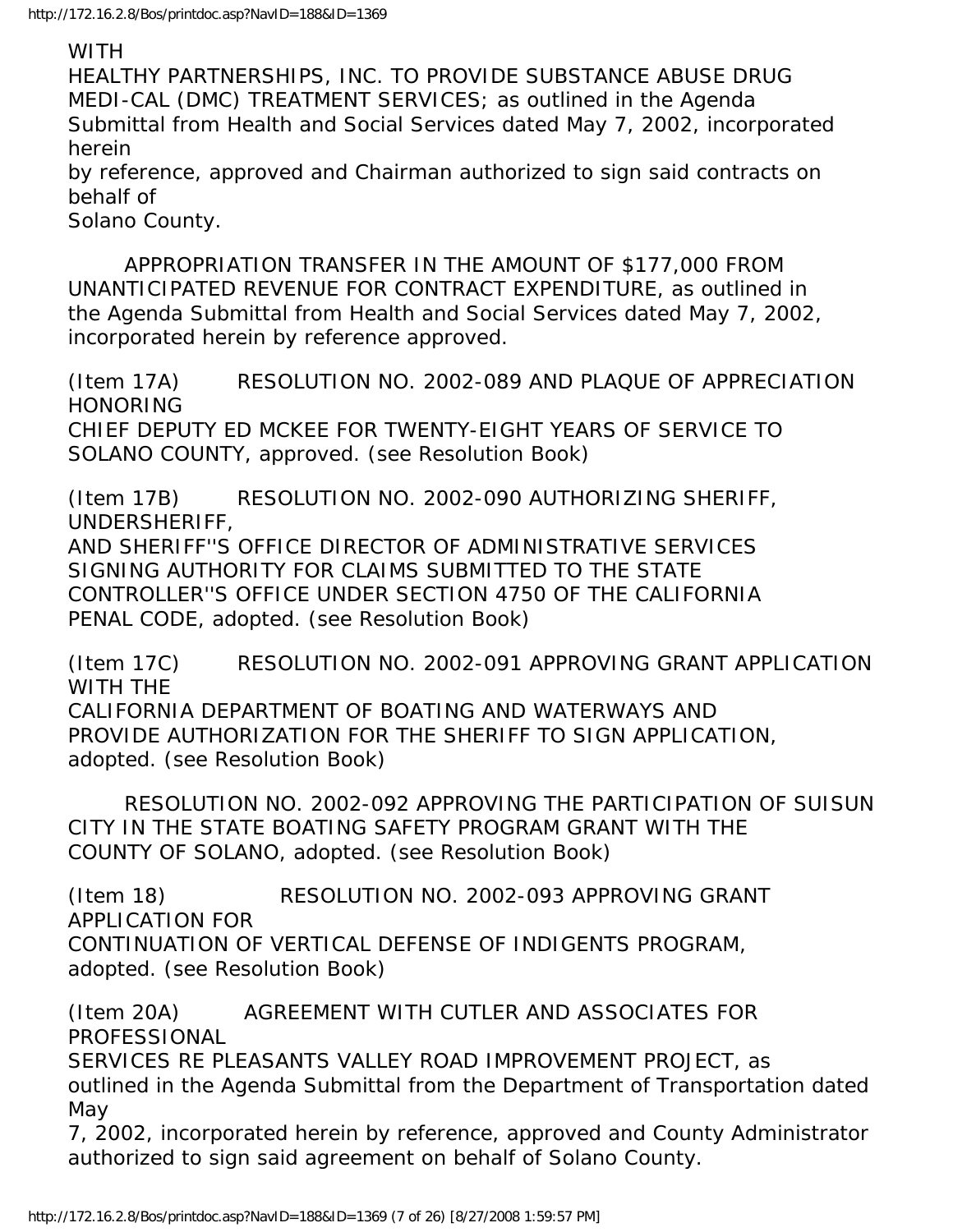WITH
HEALTHY PARTNERSHIPS, INC. TO PROVIDE SUBSTANCE ABUSE DRUG MEDI-CAL (DMC) TREATMENT SERVICES; as outlined in the Agenda Submittal from Health and Social Services dated May 7, 2002, incorporated herein by reference, approved and Chairman authorized to sign said contracts on behalf of Solano County.

APPROPRIATION TRANSFER IN THE AMOUNT OF $177,000 FROM UNANTICIPATED REVENUE FOR CONTRACT EXPENDITURE, as outlined in the Agenda Submittal from Health and Social Services dated May 7, 2002, incorporated herein by reference approved.

(Item 17A) RESOLUTION NO. 2002-089 AND PLAQUE OF APPRECIATION HONORING CHIEF DEPUTY ED MCKEE FOR TWENTY-EIGHT YEARS OF SERVICE TO SOLANO COUNTY, approved. (see Resolution Book)

(Item 17B) RESOLUTION NO. 2002-090 AUTHORIZING SHERIFF, UNDERSHERIFF, AND SHERIFF''S OFFICE DIRECTOR OF ADMINISTRATIVE SERVICES SIGNING AUTHORITY FOR CLAIMS SUBMITTED TO THE STATE CONTROLLER''S OFFICE UNDER SECTION 4750 OF THE CALIFORNIA PENAL CODE, adopted. (see Resolution Book)

(Item 17C) RESOLUTION NO. 2002-091 APPROVING GRANT APPLICATION WITH THE CALIFORNIA DEPARTMENT OF BOATING AND WATERWAYS AND PROVIDE AUTHORIZATION FOR THE SHERIFF TO SIGN APPLICATION, adopted. (see Resolution Book)

RESOLUTION NO. 2002-092 APPROVING THE PARTICIPATION OF SUISUN CITY IN THE STATE BOATING SAFETY PROGRAM GRANT WITH THE COUNTY OF SOLANO, adopted. (see Resolution Book)

(Item 18) RESOLUTION NO. 2002-093 APPROVING GRANT APPLICATION FOR CONTINUATION OF VERTICAL DEFENSE OF INDIGENTS PROGRAM, adopted. (see Resolution Book)

(Item 20A) AGREEMENT WITH CUTLER AND ASSOCIATES FOR PROFESSIONAL SERVICES RE PLEASANTS VALLEY ROAD IMPROVEMENT PROJECT, as outlined in the Agenda Submittal from the Department of Transportation dated May 7, 2002, incorporated herein by reference, approved and County Administrator authorized to sign said agreement on behalf of Solano County.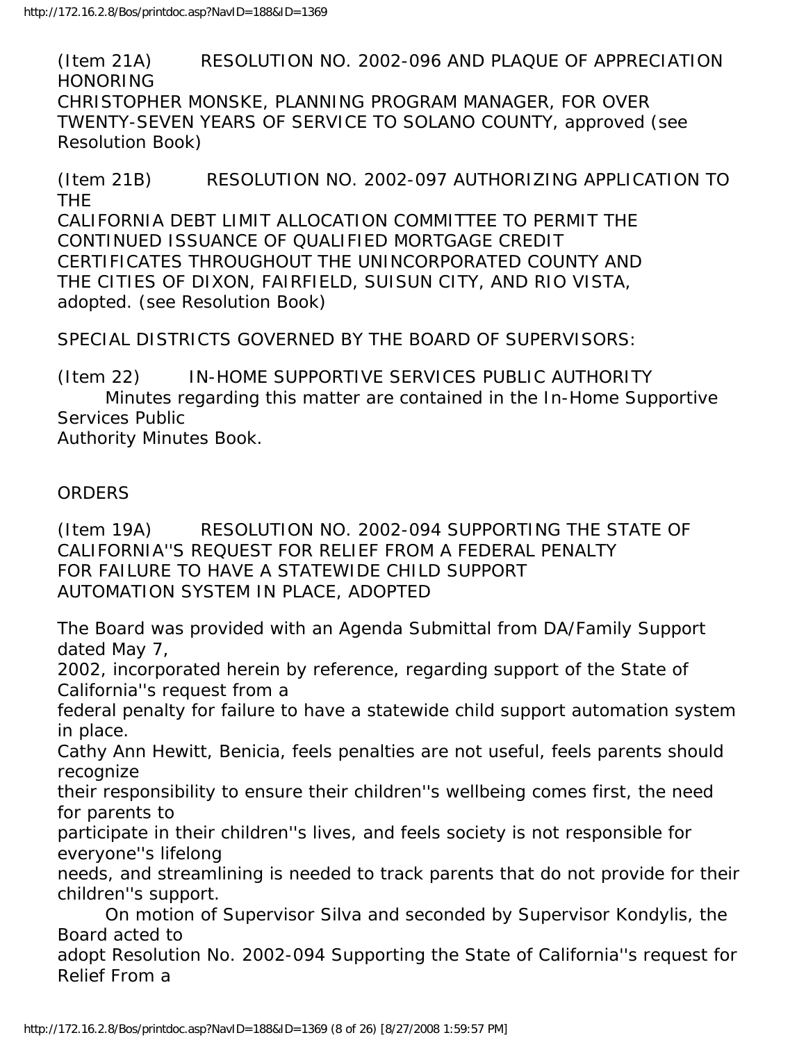(Item 21A) RESOLUTION NO. 2002-096 AND PLAQUE OF APPRECIATION HONORING CHRISTOPHER MONSKE, PLANNING PROGRAM MANAGER, FOR OVER TWENTY-SEVEN YEARS OF SERVICE TO SOLANO COUNTY, approved (see Resolution Book)

(Item 21B) RESOLUTION NO. 2002-097 AUTHORIZING APPLICATION TO THE CALIFORNIA DEBT LIMIT ALLOCATION COMMITTEE TO PERMIT THE CONTINUED ISSUANCE OF QUALIFIED MORTGAGE CREDIT CERTIFICATES THROUGHOUT THE UNINCORPORATED COUNTY AND THE CITIES OF DIXON, FAIRFIELD, SUISUN CITY, AND RIO VISTA, adopted. (see Resolution Book)

SPECIAL DISTRICTS GOVERNED BY THE BOARD OF SUPERVISORS:

(Item 22) IN-HOME SUPPORTIVE SERVICES PUBLIC AUTHORITY

Minutes regarding this matter are contained in the In-Home Supportive Services Public Authority Minutes Book.

ORDERS

(Item 19A) RESOLUTION NO. 2002-094 SUPPORTING THE STATE OF CALIFORNIA''S REQUEST FOR RELIEF FROM A FEDERAL PENALTY FOR FAILURE TO HAVE A STATEWIDE CHILD SUPPORT AUTOMATION SYSTEM IN PLACE, ADOPTED

The Board was provided with an Agenda Submittal from DA/Family Support dated May 7, 2002, incorporated herein by reference, regarding support of the State of California''s request from a federal penalty for failure to have a statewide child support automation system in place.

Cathy Ann Hewitt, Benicia, feels penalties are not useful, feels parents should recognize their responsibility to ensure their children''s wellbeing comes first, the need for parents to participate in their children''s lives, and feels society is not responsible for everyone''s lifelong needs, and streamlining is needed to track parents that do not provide for their children''s support.

On motion of Supervisor Silva and seconded by Supervisor Kondylis, the Board acted to adopt Resolution No. 2002-094 Supporting the State of California''s request for Relief From a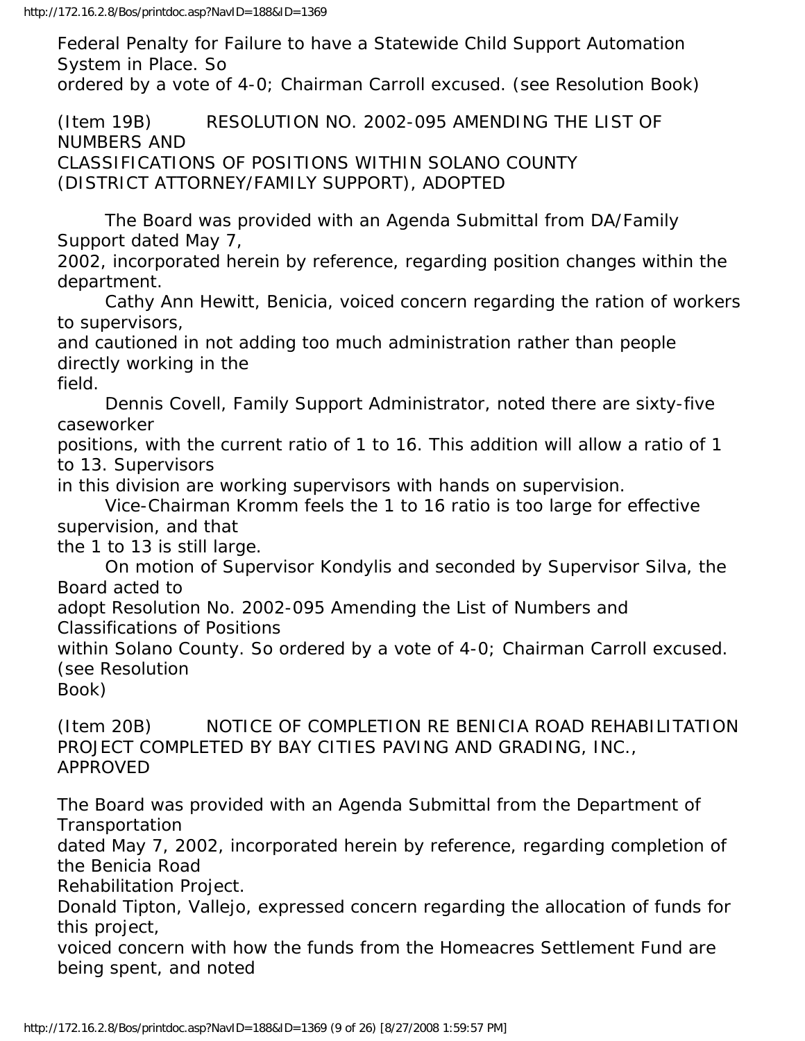Federal Penalty for Failure to have a Statewide Child Support Automation System in Place. So ordered by a vote of 4-0; Chairman Carroll excused. (see Resolution Book)

(Item 19B) RESOLUTION NO. 2002-095 AMENDING THE LIST OF NUMBERS AND CLASSIFICATIONS OF POSITIONS WITHIN SOLANO COUNTY (DISTRICT ATTORNEY/FAMILY SUPPORT), ADOPTED

The Board was provided with an Agenda Submittal from DA/Family Support dated May 7, 2002, incorporated herein by reference, regarding position changes within the department.

Cathy Ann Hewitt, Benicia, voiced concern regarding the ration of workers to supervisors, and cautioned in not adding too much administration rather than people directly working in the field.

Dennis Covell, Family Support Administrator, noted there are sixty-five caseworker positions, with the current ratio of 1 to 16. This addition will allow a ratio of 1 to 13. Supervisors in this division are working supervisors with hands on supervision.

Vice-Chairman Kromm feels the 1 to 16 ratio is too large for effective supervision, and that the 1 to 13 is still large.

On motion of Supervisor Kondylis and seconded by Supervisor Silva, the Board acted to adopt Resolution No. 2002-095 Amending the List of Numbers and Classifications of Positions within Solano County. So ordered by a vote of 4-0; Chairman Carroll excused. (see Resolution Book)

(Item 20B) NOTICE OF COMPLETION RE BENICIA ROAD REHABILITATION PROJECT COMPLETED BY BAY CITIES PAVING AND GRADING, INC., APPROVED

The Board was provided with an Agenda Submittal from the Department of Transportation dated May 7, 2002, incorporated herein by reference, regarding completion of the Benicia Road Rehabilitation Project.

Donald Tipton, Vallejo, expressed concern regarding the allocation of funds for this project, voiced concern with how the funds from the Homeacres Settlement Fund are being spent, and noted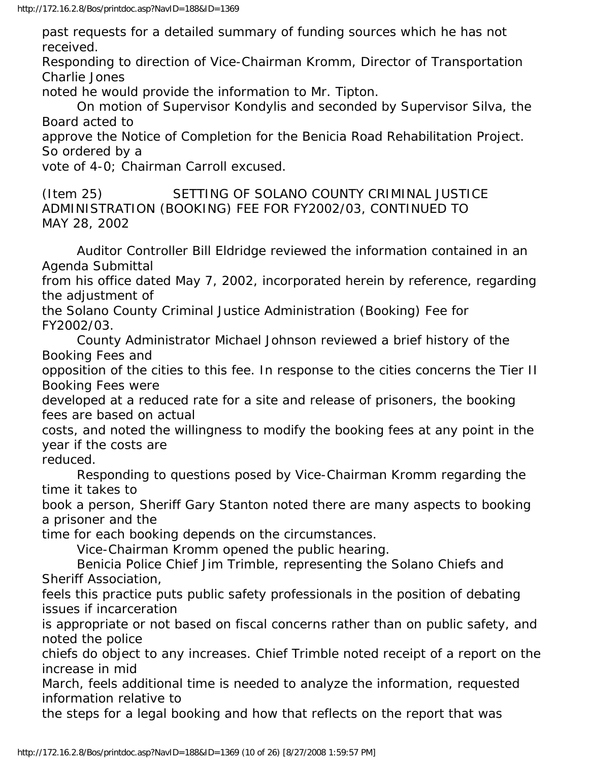past requests for a detailed summary of funding sources which he has not received.

Responding to direction of Vice-Chairman Kromm, Director of Transportation Charlie Jones noted he would provide the information to Mr. Tipton.

On motion of Supervisor Kondylis and seconded by Supervisor Silva, the Board acted to approve the Notice of Completion for the Benicia Road Rehabilitation Project. So ordered by a vote of 4-0; Chairman Carroll excused.

(Item 25) SETTING OF SOLANO COUNTY CRIMINAL JUSTICE ADMINISTRATION (BOOKING) FEE FOR FY2002/03, CONTINUED TO MAY 28, 2002

Auditor Controller Bill Eldridge reviewed the information contained in an Agenda Submittal from his office dated May 7, 2002, incorporated herein by reference, regarding the adjustment of the Solano County Criminal Justice Administration (Booking) Fee for FY2002/03.

County Administrator Michael Johnson reviewed a brief history of the Booking Fees and opposition of the cities to this fee. In response to the cities concerns the Tier II Booking Fees were developed at a reduced rate for a site and release of prisoners, the booking fees are based on actual costs, and noted the willingness to modify the booking fees at any point in the year if the costs are reduced.

Responding to questions posed by Vice-Chairman Kromm regarding the time it takes to book a person, Sheriff Gary Stanton noted there are many aspects to booking a prisoner and the time for each booking depends on the circumstances.

Vice-Chairman Kromm opened the public hearing.

Benicia Police Chief Jim Trimble, representing the Solano Chiefs and Sheriff Association, feels this practice puts public safety professionals in the position of debating issues if incarceration is appropriate or not based on fiscal concerns rather than on public safety, and noted the police chiefs do object to any increases. Chief Trimble noted receipt of a report on the increase in mid March, feels additional time is needed to analyze the information, requested information relative to the steps for a legal booking and how that reflects on the report that was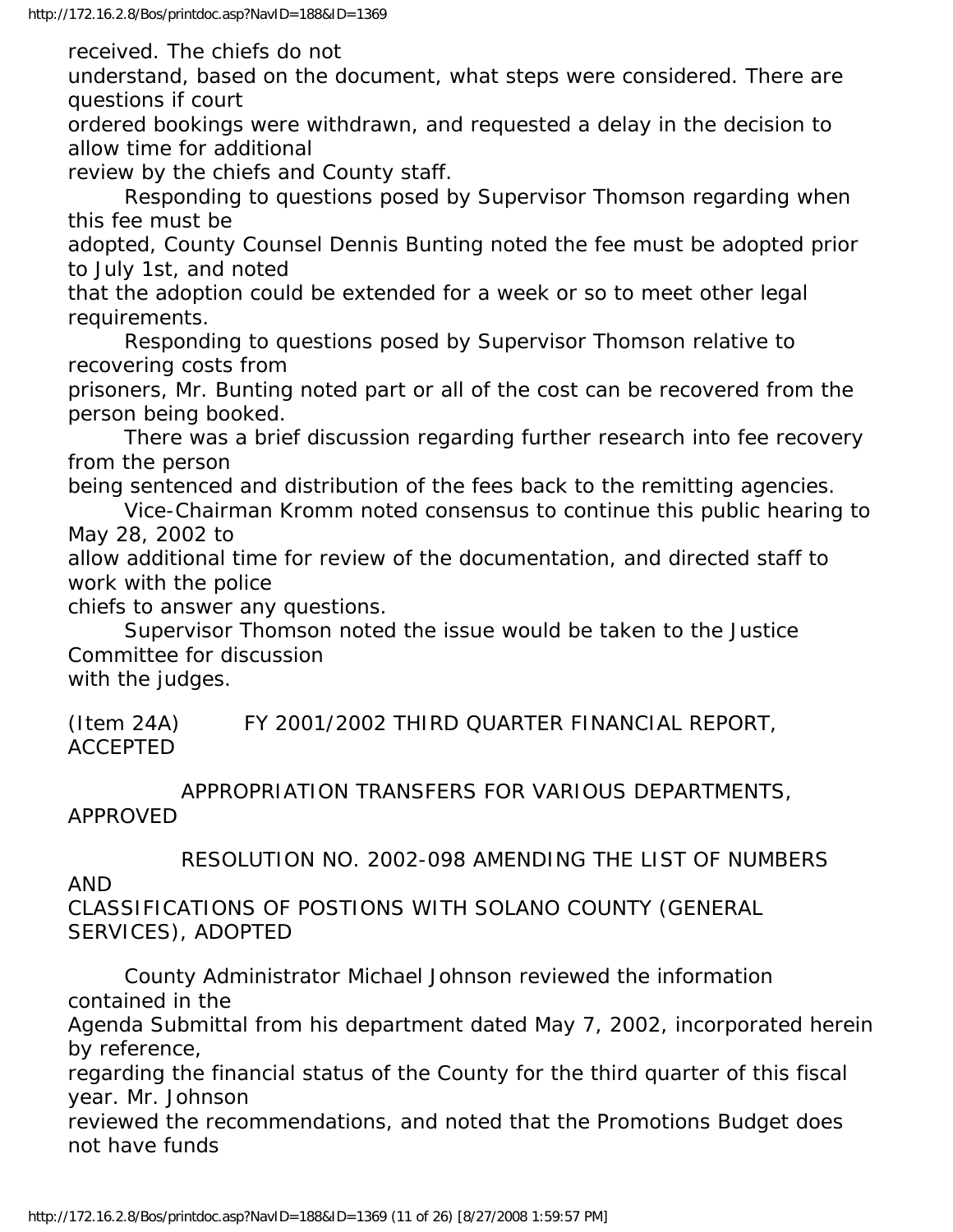received. The chiefs do not understand, based on the document, what steps were considered. There are questions if court ordered bookings were withdrawn, and requested a delay in the decision to allow time for additional review by the chiefs and County staff.

Responding to questions posed by Supervisor Thomson regarding when this fee must be adopted, County Counsel Dennis Bunting noted the fee must be adopted prior to July 1st, and noted that the adoption could be extended for a week or so to meet other legal requirements.

Responding to questions posed by Supervisor Thomson relative to recovering costs from prisoners, Mr. Bunting noted part or all of the cost can be recovered from the person being booked.

There was a brief discussion regarding further research into fee recovery from the person being sentenced and distribution of the fees back to the remitting agencies.

Vice-Chairman Kromm noted consensus to continue this public hearing to May 28, 2002 to allow additional time for review of the documentation, and directed staff to work with the police chiefs to answer any questions.

Supervisor Thomson noted the issue would be taken to the Justice Committee for discussion with the judges.

(Item 24A) FY 2001/2002 THIRD QUARTER FINANCIAL REPORT, ACCEPTED

APPROPRIATION TRANSFERS FOR VARIOUS DEPARTMENTS, APPROVED

RESOLUTION NO. 2002-098 AMENDING THE LIST OF NUMBERS AND CLASSIFICATIONS OF POSTIONS WITH SOLANO COUNTY (GENERAL SERVICES), ADOPTED

County Administrator Michael Johnson reviewed the information contained in the Agenda Submittal from his department dated May 7, 2002, incorporated herein by reference, regarding the financial status of the County for the third quarter of this fiscal year. Mr. Johnson reviewed the recommendations, and noted that the Promotions Budget does not have funds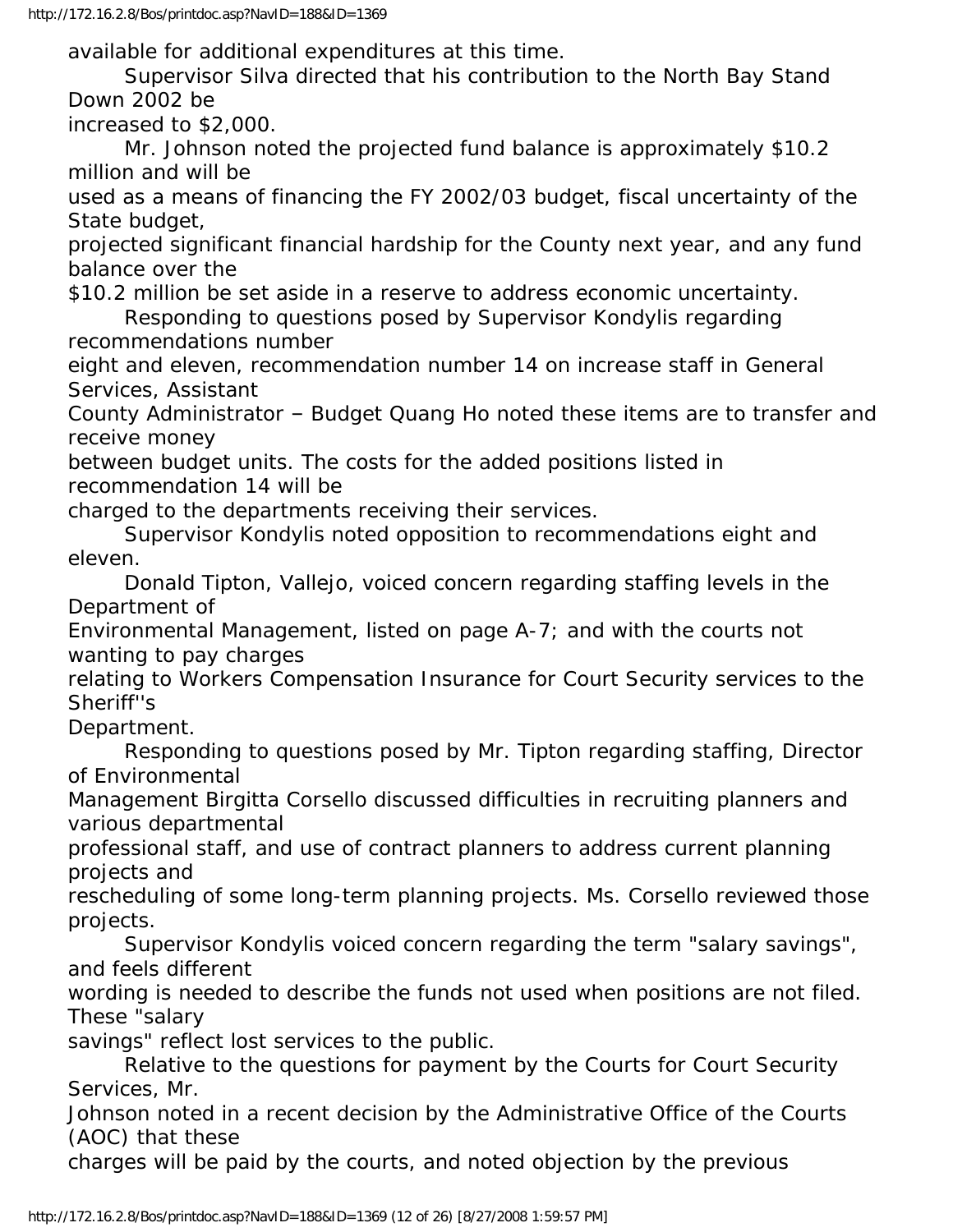available for additional expenditures at this time.

Supervisor Silva directed that his contribution to the North Bay Stand Down 2002 be increased to $2,000.

Mr. Johnson noted the projected fund balance is approximately $10.2 million and will be used as a means of financing the FY 2002/03 budget, fiscal uncertainty of the State budget, projected significant financial hardship for the County next year, and any fund balance over the $10.2 million be set aside in a reserve to address economic uncertainty.

Responding to questions posed by Supervisor Kondylis regarding recommendations number eight and eleven, recommendation number 14 on increase staff in General Services, Assistant County Administrator – Budget Quang Ho noted these items are to transfer and receive money between budget units. The costs for the added positions listed in recommendation 14 will be charged to the departments receiving their services.

Supervisor Kondylis noted opposition to recommendations eight and eleven.

Donald Tipton, Vallejo, voiced concern regarding staffing levels in the Department of Environmental Management, listed on page A-7; and with the courts not wanting to pay charges relating to Workers Compensation Insurance for Court Security services to the Sheriff''s Department.

Responding to questions posed by Mr. Tipton regarding staffing, Director of Environmental Management Birgitta Corsello discussed difficulties in recruiting planners and various departmental professional staff, and use of contract planners to address current planning projects and rescheduling of some long-term planning projects. Ms. Corsello reviewed those projects.

Supervisor Kondylis voiced concern regarding the term "salary savings", and feels different wording is needed to describe the funds not used when positions are not filed. These "salary savings" reflect lost services to the public.

Relative to the questions for payment by the Courts for Court Security Services, Mr. Johnson noted in a recent decision by the Administrative Office of the Courts (AOC) that these charges will be paid by the courts, and noted objection by the previous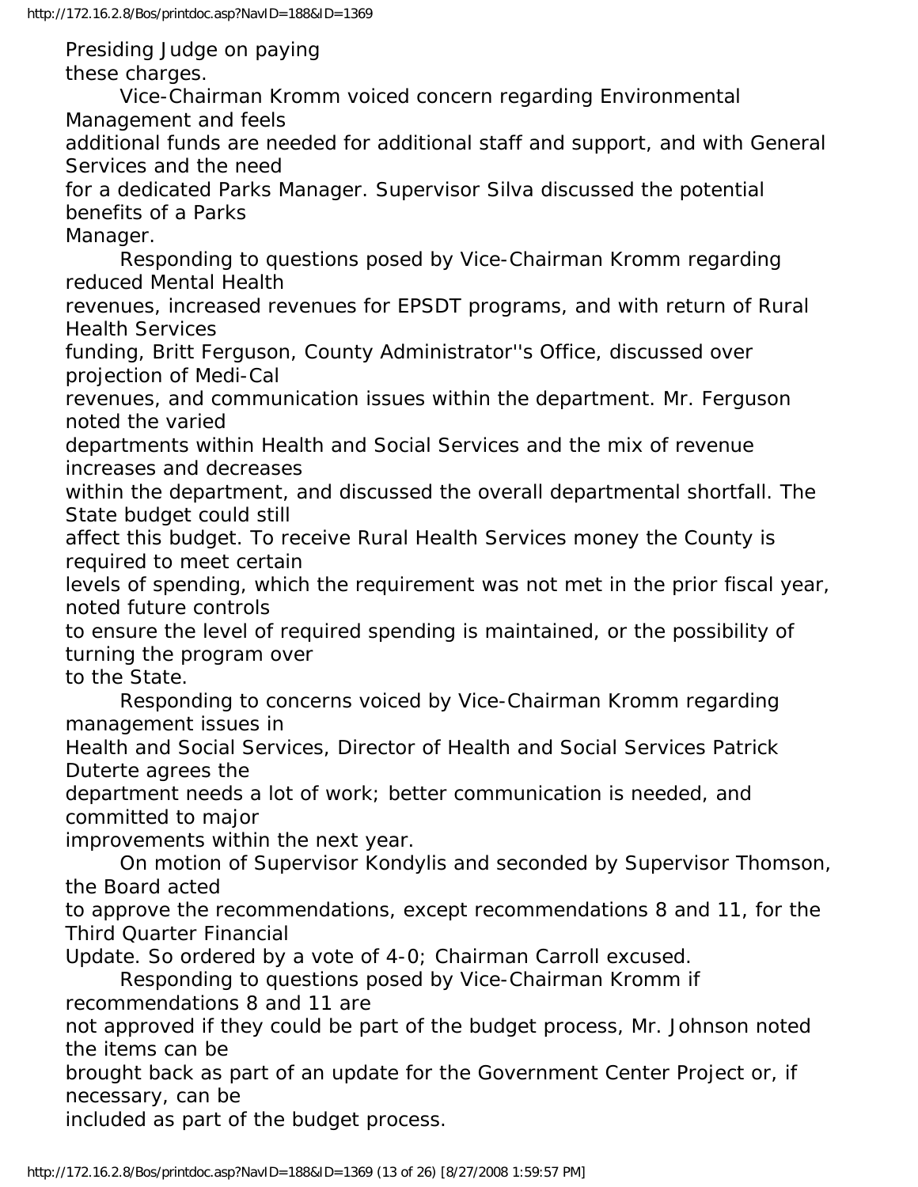Presiding Judge on paying these charges.

Vice-Chairman Kromm voiced concern regarding Environmental Management and feels additional funds are needed for additional staff and support, and with General Services and the need for a dedicated Parks Manager. Supervisor Silva discussed the potential benefits of a Parks Manager.

Responding to questions posed by Vice-Chairman Kromm regarding reduced Mental Health revenues, increased revenues for EPSDT programs, and with return of Rural Health Services funding, Britt Ferguson, County Administrator''s Office, discussed over projection of Medi-Cal revenues, and communication issues within the department. Mr. Ferguson noted the varied departments within Health and Social Services and the mix of revenue increases and decreases within the department, and discussed the overall departmental shortfall. The State budget could still affect this budget. To receive Rural Health Services money the County is required to meet certain levels of spending, which the requirement was not met in the prior fiscal year, noted future controls to ensure the level of required spending is maintained, or the possibility of turning the program over to the State.

Responding to concerns voiced by Vice-Chairman Kromm regarding management issues in Health and Social Services, Director of Health and Social Services Patrick Duterte agrees the department needs a lot of work; better communication is needed, and committed to major improvements within the next year.

On motion of Supervisor Kondylis and seconded by Supervisor Thomson, the Board acted to approve the recommendations, except recommendations 8 and 11, for the Third Quarter Financial Update. So ordered by a vote of 4-0; Chairman Carroll excused.

Responding to questions posed by Vice-Chairman Kromm if recommendations 8 and 11 are not approved if they could be part of the budget process, Mr. Johnson noted the items can be brought back as part of an update for the Government Center Project or, if necessary, can be included as part of the budget process.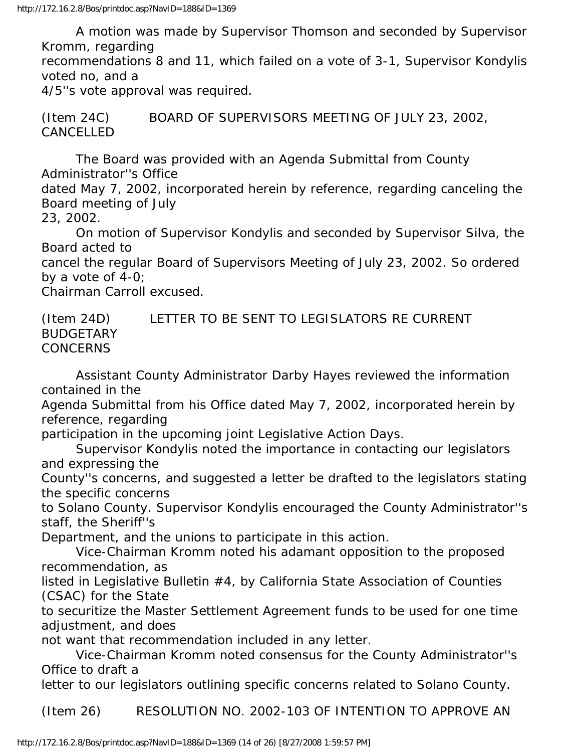A motion was made by Supervisor Thomson and seconded by Supervisor Kromm, regarding recommendations 8 and 11, which failed on a vote of 3-1, Supervisor Kondylis voted no, and a 4/5''s vote approval was required.

(Item 24C) BOARD OF SUPERVISORS MEETING OF JULY 23, 2002, CANCELLED

The Board was provided with an Agenda Submittal from County Administrator''s Office dated May 7, 2002, incorporated herein by reference, regarding canceling the Board meeting of July 23, 2002.

On motion of Supervisor Kondylis and seconded by Supervisor Silva, the Board acted to cancel the regular Board of Supervisors Meeting of July 23, 2002. So ordered by a vote of 4-0; Chairman Carroll excused.

(Item 24D) LETTER TO BE SENT TO LEGISLATORS RE CURRENT BUDGETARY CONCERNS

Assistant County Administrator Darby Hayes reviewed the information contained in the Agenda Submittal from his Office dated May 7, 2002, incorporated herein by reference, regarding participation in the upcoming joint Legislative Action Days.

Supervisor Kondylis noted the importance in contacting our legislators and expressing the County''s concerns, and suggested a letter be drafted to the legislators stating the specific concerns to Solano County. Supervisor Kondylis encouraged the County Administrator''s staff, the Sheriff''s Department, and the unions to participate in this action.

Vice-Chairman Kromm noted his adamant opposition to the proposed recommendation, as listed in Legislative Bulletin #4, by California State Association of Counties (CSAC) for the State to securitize the Master Settlement Agreement funds to be used for one time adjustment, and does not want that recommendation included in any letter.

Vice-Chairman Kromm noted consensus for the County Administrator''s Office to draft a letter to our legislators outlining specific concerns related to Solano County.

(Item 26) RESOLUTION NO. 2002-103 OF INTENTION TO APPROVE AN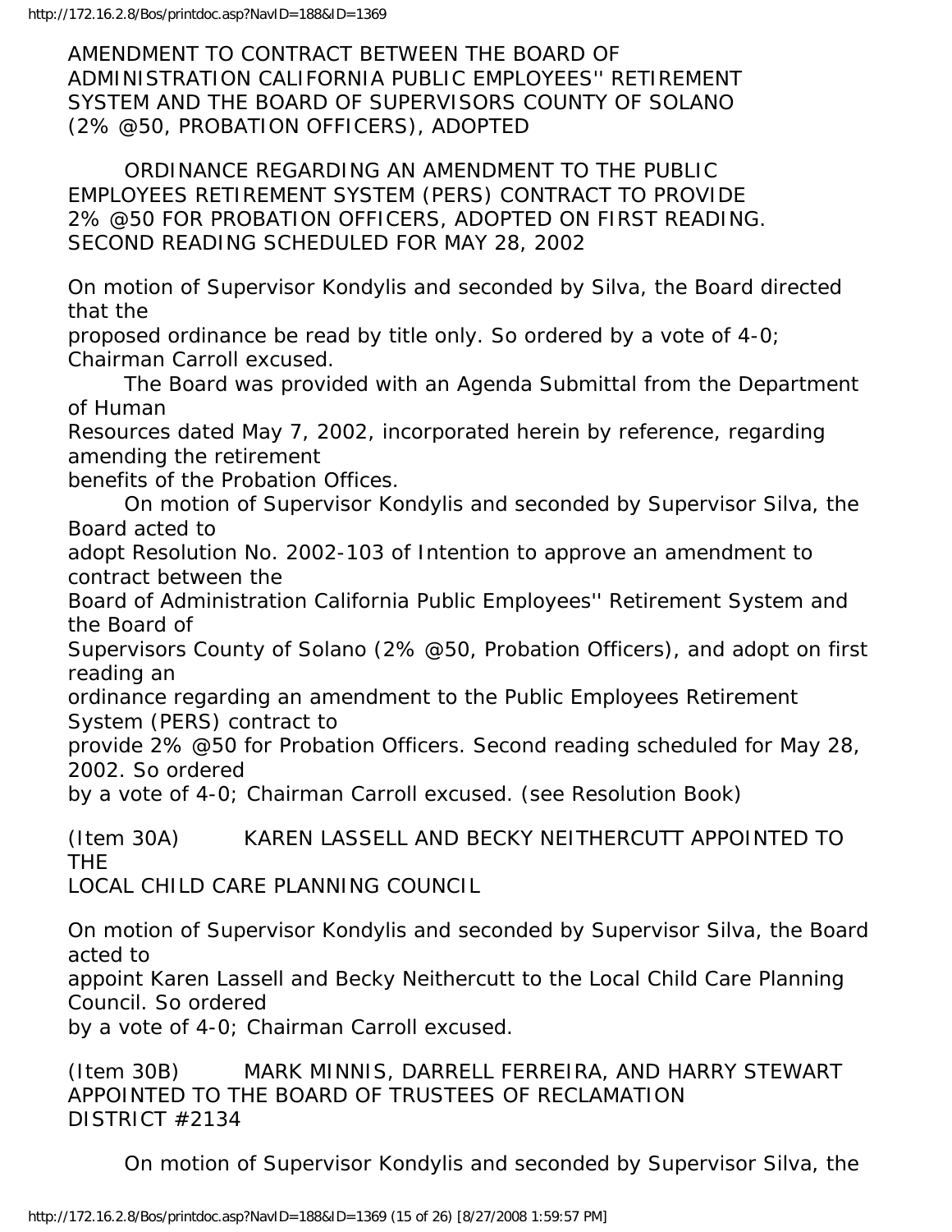AMENDMENT TO CONTRACT BETWEEN THE BOARD OF ADMINISTRATION CALIFORNIA PUBLIC EMPLOYEES'' RETIREMENT SYSTEM AND THE BOARD OF SUPERVISORS COUNTY OF SOLANO (2% @50, PROBATION OFFICERS), ADOPTED

ORDINANCE REGARDING AN AMENDMENT TO THE PUBLIC EMPLOYEES RETIREMENT SYSTEM (PERS) CONTRACT TO PROVIDE 2% @50 FOR PROBATION OFFICERS, ADOPTED ON FIRST READING. SECOND READING SCHEDULED FOR MAY 28, 2002

On motion of Supervisor Kondylis and seconded by Silva, the Board directed that the proposed ordinance be read by title only. So ordered by a vote of 4-0; Chairman Carroll excused.

The Board was provided with an Agenda Submittal from the Department of Human Resources dated May 7, 2002, incorporated herein by reference, regarding amending the retirement benefits of the Probation Offices.

On motion of Supervisor Kondylis and seconded by Supervisor Silva, the Board acted to adopt Resolution No. 2002-103 of Intention to approve an amendment to contract between the Board of Administration California Public Employees'' Retirement System and the Board of Supervisors County of Solano (2% @50, Probation Officers), and adopt on first reading an ordinance regarding an amendment to the Public Employees Retirement System (PERS) contract to provide 2% @50 for Probation Officers. Second reading scheduled for May 28, 2002. So ordered by a vote of 4-0; Chairman Carroll excused. (see Resolution Book)

(Item 30A) KAREN LASSELL AND BECKY NEITHERCUTT APPOINTED TO THE LOCAL CHILD CARE PLANNING COUNCIL

On motion of Supervisor Kondylis and seconded by Supervisor Silva, the Board acted to appoint Karen Lassell and Becky Neithercutt to the Local Child Care Planning Council. So ordered by a vote of 4-0; Chairman Carroll excused.

(Item 30B) MARK MINNIS, DARRELL FERREIRA, AND HARRY STEWART APPOINTED TO THE BOARD OF TRUSTEES OF RECLAMATION DISTRICT #2134

On motion of Supervisor Kondylis and seconded by Supervisor Silva, the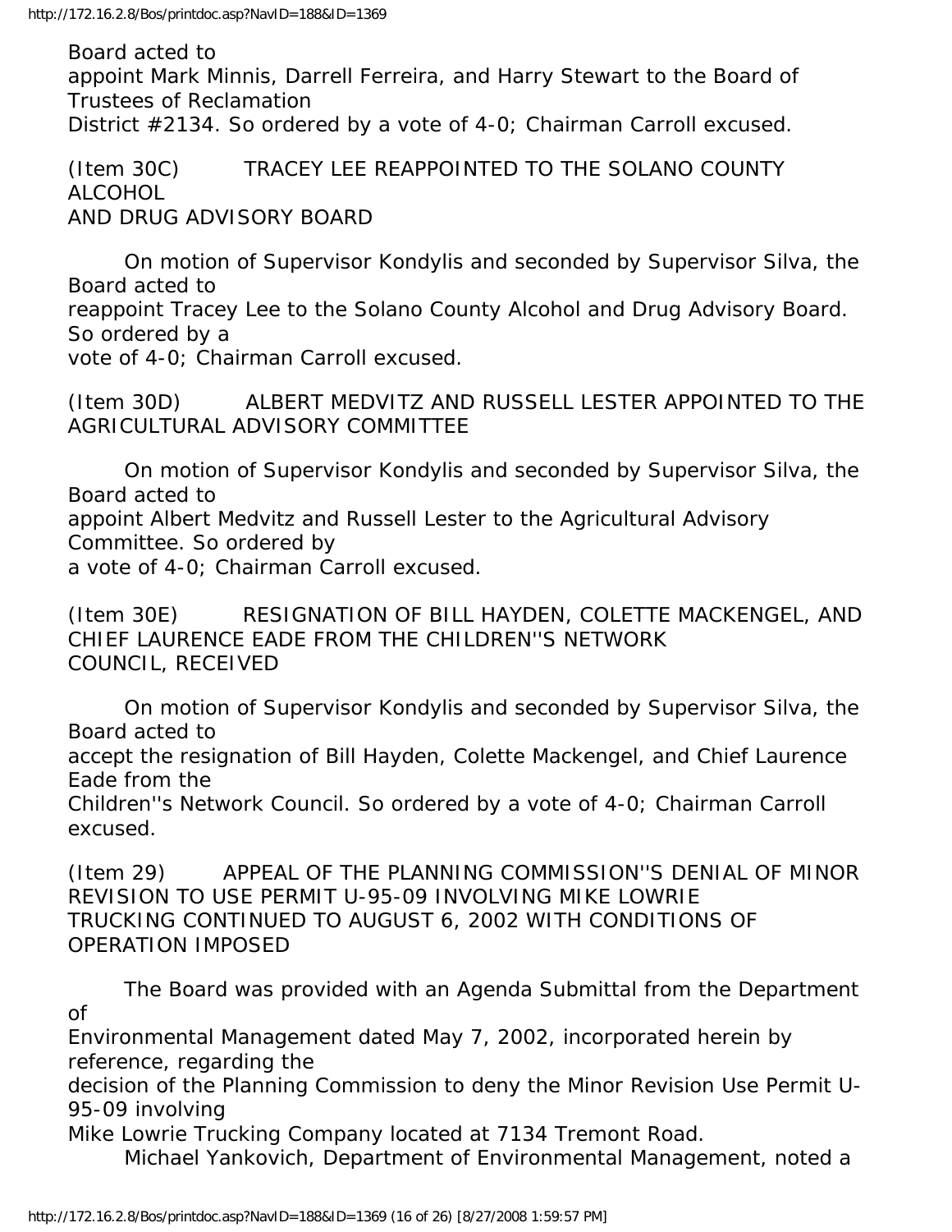Board acted to appoint Mark Minnis, Darrell Ferreira, and Harry Stewart to the Board of Trustees of Reclamation District #2134. So ordered by a vote of 4-0; Chairman Carroll excused.

(Item 30C) TRACEY LEE REAPPOINTED TO THE SOLANO COUNTY ALCOHOL AND DRUG ADVISORY BOARD

On motion of Supervisor Kondylis and seconded by Supervisor Silva, the Board acted to reappoint Tracey Lee to the Solano County Alcohol and Drug Advisory Board. So ordered by a vote of 4-0; Chairman Carroll excused.

(Item 30D) ALBERT MEDVITZ AND RUSSELL LESTER APPOINTED TO THE AGRICULTURAL ADVISORY COMMITTEE

On motion of Supervisor Kondylis and seconded by Supervisor Silva, the Board acted to appoint Albert Medvitz and Russell Lester to the Agricultural Advisory Committee. So ordered by a vote of 4-0; Chairman Carroll excused.

(Item 30E) RESIGNATION OF BILL HAYDEN, COLETTE MACKENGEL, AND CHIEF LAURENCE EADE FROM THE CHILDREN''S NETWORK COUNCIL, RECEIVED

On motion of Supervisor Kondylis and seconded by Supervisor Silva, the Board acted to accept the resignation of Bill Hayden, Colette Mackengel, and Chief Laurence Eade from the Children''s Network Council. So ordered by a vote of 4-0; Chairman Carroll excused.

(Item 29) APPEAL OF THE PLANNING COMMISSION''S DENIAL OF MINOR REVISION TO USE PERMIT U-95-09 INVOLVING MIKE LOWRIE TRUCKING CONTINUED TO AUGUST 6, 2002 WITH CONDITIONS OF OPERATION IMPOSED

The Board was provided with an Agenda Submittal from the Department of Environmental Management dated May 7, 2002, incorporated herein by reference, regarding the decision of the Planning Commission to deny the Minor Revision Use Permit U-95-09 involving Mike Lowrie Trucking Company located at 7134 Tremont Road.

Michael Yankovich, Department of Environmental Management, noted a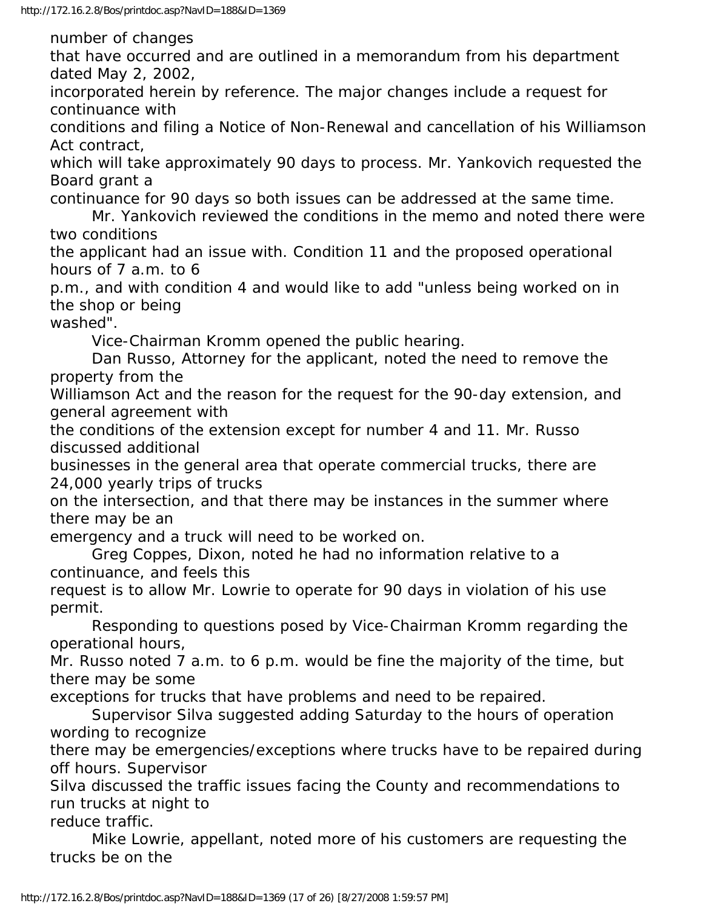number of changes that have occurred and are outlined in a memorandum from his department dated May 2, 2002, incorporated herein by reference. The major changes include a request for continuance with conditions and filing a Notice of Non-Renewal and cancellation of his Williamson Act contract, which will take approximately 90 days to process. Mr. Yankovich requested the Board grant a continuance for 90 days so both issues can be addressed at the same time.

Mr. Yankovich reviewed the conditions in the memo and noted there were two conditions the applicant had an issue with. Condition 11 and the proposed operational hours of 7 a.m. to 6 p.m., and with condition 4 and would like to add "unless being worked on in the shop or being washed".

Vice-Chairman Kromm opened the public hearing.

Dan Russo, Attorney for the applicant, noted the need to remove the property from the Williamson Act and the reason for the request for the 90-day extension, and general agreement with the conditions of the extension except for number 4 and 11. Mr. Russo discussed additional businesses in the general area that operate commercial trucks, there are 24,000 yearly trips of trucks on the intersection, and that there may be instances in the summer where there may be an emergency and a truck will need to be worked on.

Greg Coppes, Dixon, noted he had no information relative to a continuance, and feels this request is to allow Mr. Lowrie to operate for 90 days in violation of his use permit.

Responding to questions posed by Vice-Chairman Kromm regarding the operational hours, Mr. Russo noted 7 a.m. to 6 p.m. would be fine the majority of the time, but there may be some exceptions for trucks that have problems and need to be repaired.

Supervisor Silva suggested adding Saturday to the hours of operation wording to recognize there may be emergencies/exceptions where trucks have to be repaired during off hours. Supervisor Silva discussed the traffic issues facing the County and recommendations to run trucks at night to reduce traffic.

Mike Lowrie, appellant, noted more of his customers are requesting the trucks be on the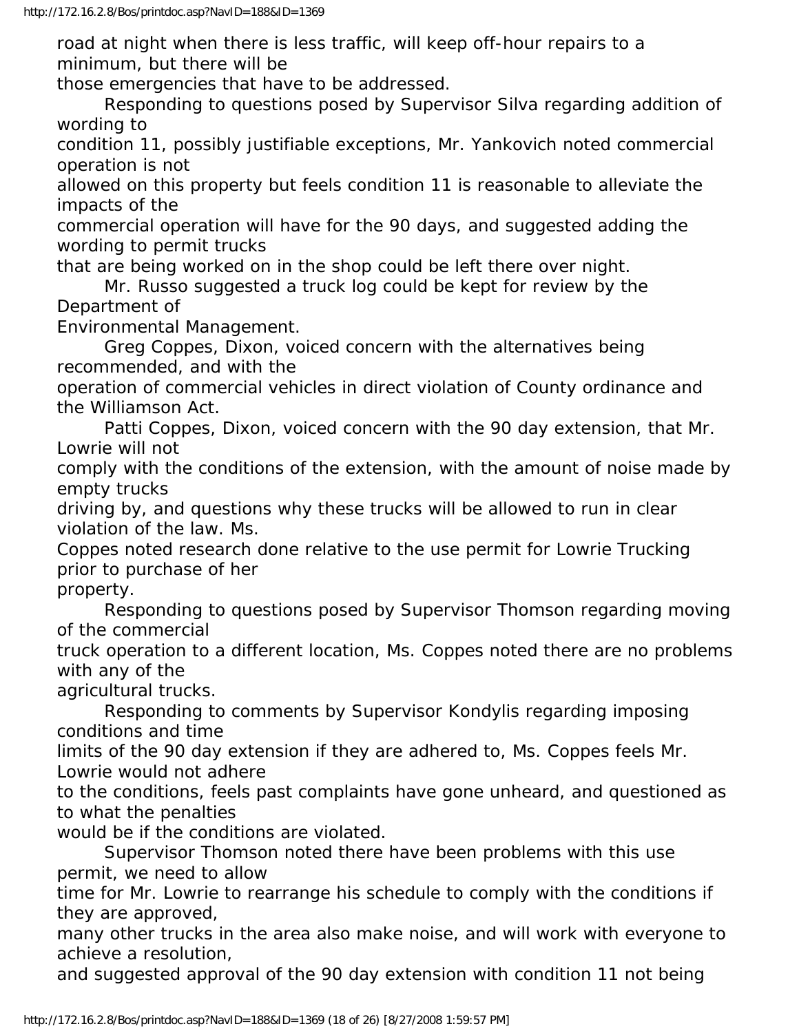road at night when there is less traffic, will keep off-hour repairs to a minimum, but there will be those emergencies that have to be addressed.

Responding to questions posed by Supervisor Silva regarding addition of wording to condition 11, possibly justifiable exceptions, Mr. Yankovich noted commercial operation is not allowed on this property but feels condition 11 is reasonable to alleviate the impacts of the commercial operation will have for the 90 days, and suggested adding the wording to permit trucks that are being worked on in the shop could be left there over night.

Mr. Russo suggested a truck log could be kept for review by the Department of Environmental Management.

Greg Coppes, Dixon, voiced concern with the alternatives being recommended, and with the operation of commercial vehicles in direct violation of County ordinance and the Williamson Act.

Patti Coppes, Dixon, voiced concern with the 90 day extension, that Mr. Lowrie will not comply with the conditions of the extension, with the amount of noise made by empty trucks driving by, and questions why these trucks will be allowed to run in clear violation of the law. Ms. Coppes noted research done relative to the use permit for Lowrie Trucking prior to purchase of her property.

Responding to questions posed by Supervisor Thomson regarding moving of the commercial truck operation to a different location, Ms. Coppes noted there are no problems with any of the agricultural trucks.

Responding to comments by Supervisor Kondylis regarding imposing conditions and time limits of the 90 day extension if they are adhered to, Ms. Coppes feels Mr. Lowrie would not adhere to the conditions, feels past complaints have gone unheard, and questioned as to what the penalties would be if the conditions are violated.

Supervisor Thomson noted there have been problems with this use permit, we need to allow time for Mr. Lowrie to rearrange his schedule to comply with the conditions if they are approved, many other trucks in the area also make noise, and will work with everyone to achieve a resolution, and suggested approval of the 90 day extension with condition 11 not being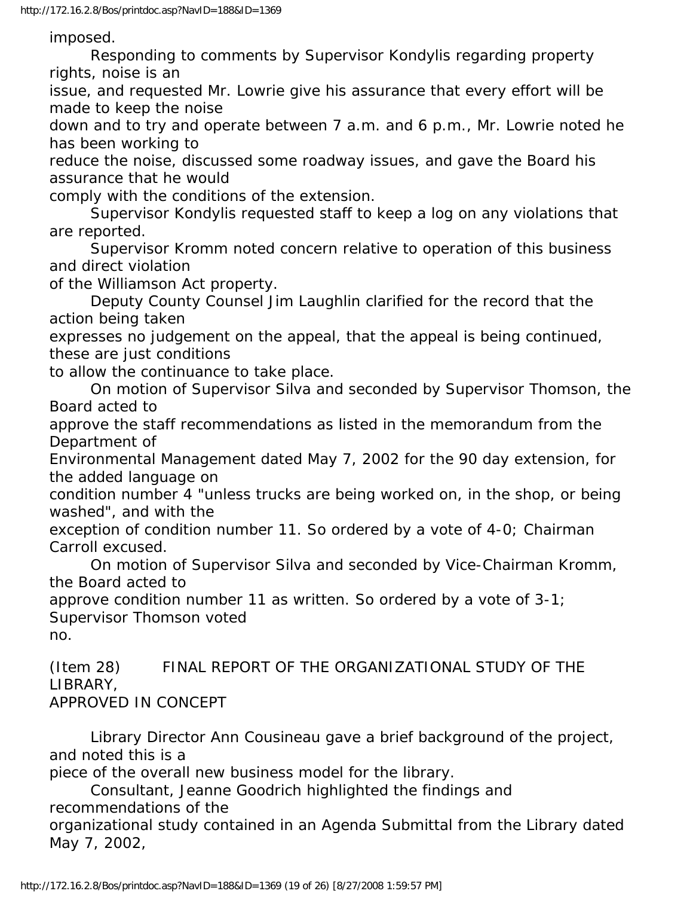imposed.

Responding to comments by Supervisor Kondylis regarding property rights, noise is an issue, and requested Mr. Lowrie give his assurance that every effort will be made to keep the noise down and to try and operate between 7 a.m. and 6 p.m., Mr. Lowrie noted he has been working to reduce the noise, discussed some roadway issues, and gave the Board his assurance that he would comply with the conditions of the extension.

Supervisor Kondylis requested staff to keep a log on any violations that are reported.

Supervisor Kromm noted concern relative to operation of this business and direct violation of the Williamson Act property.

Deputy County Counsel Jim Laughlin clarified for the record that the action being taken expresses no judgement on the appeal, that the appeal is being continued, these are just conditions to allow the continuance to take place.

On motion of Supervisor Silva and seconded by Supervisor Thomson, the Board acted to approve the staff recommendations as listed in the memorandum from the Department of Environmental Management dated May 7, 2002 for the 90 day extension, for the added language on condition number 4 "unless trucks are being worked on, in the shop, or being washed", and with the exception of condition number 11. So ordered by a vote of 4-0; Chairman Carroll excused.

On motion of Supervisor Silva and seconded by Vice-Chairman Kromm, the Board acted to approve condition number 11 as written. So ordered by a vote of 3-1; Supervisor Thomson voted no.

(Item 28) FINAL REPORT OF THE ORGANIZATIONAL STUDY OF THE LIBRARY, APPROVED IN CONCEPT

Library Director Ann Cousineau gave a brief background of the project, and noted this is a piece of the overall new business model for the library.

Consultant, Jeanne Goodrich highlighted the findings and recommendations of the organizational study contained in an Agenda Submittal from the Library dated May 7, 2002,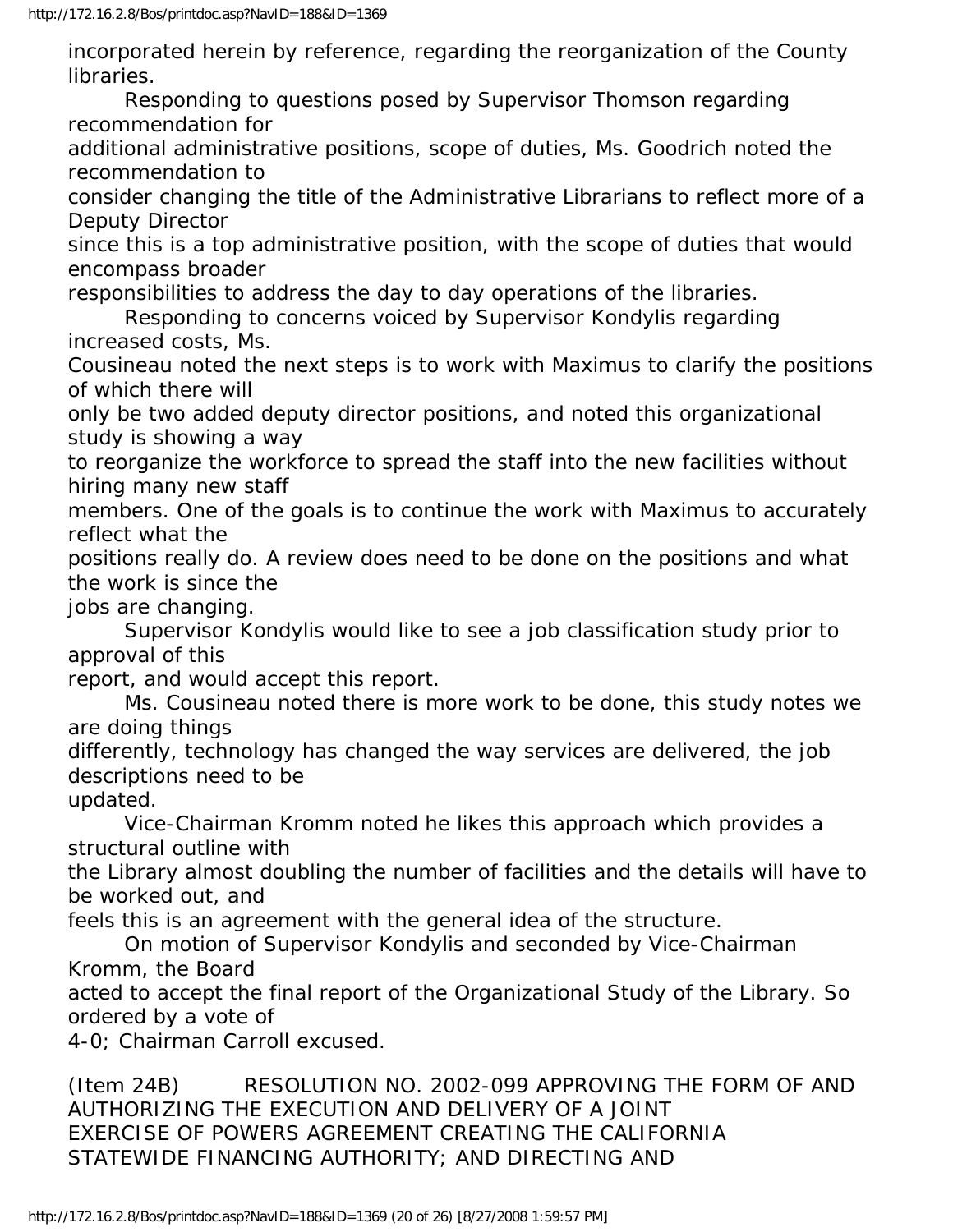incorporated herein by reference, regarding the reorganization of the County libraries.

Responding to questions posed by Supervisor Thomson regarding recommendation for additional administrative positions, scope of duties, Ms. Goodrich noted the recommendation to consider changing the title of the Administrative Librarians to reflect more of a Deputy Director since this is a top administrative position, with the scope of duties that would encompass broader responsibilities to address the day to day operations of the libraries.

Responding to concerns voiced by Supervisor Kondylis regarding increased costs, Ms. Cousineau noted the next steps is to work with Maximus to clarify the positions of which there will only be two added deputy director positions, and noted this organizational study is showing a way to reorganize the workforce to spread the staff into the new facilities without hiring many new staff members. One of the goals is to continue the work with Maximus to accurately reflect what the positions really do. A review does need to be done on the positions and what the work is since the jobs are changing.

Supervisor Kondylis would like to see a job classification study prior to approval of this report, and would accept this report.

Ms. Cousineau noted there is more work to be done, this study notes we are doing things differently, technology has changed the way services are delivered, the job descriptions need to be updated.

Vice-Chairman Kromm noted he likes this approach which provides a structural outline with the Library almost doubling the number of facilities and the details will have to be worked out, and feels this is an agreement with the general idea of the structure.

On motion of Supervisor Kondylis and seconded by Vice-Chairman Kromm, the Board acted to accept the final report of the Organizational Study of the Library. So ordered by a vote of 4-0; Chairman Carroll excused.

(Item 24B) RESOLUTION NO. 2002-099 APPROVING THE FORM OF AND AUTHORIZING THE EXECUTION AND DELIVERY OF A JOINT EXERCISE OF POWERS AGREEMENT CREATING THE CALIFORNIA STATEWIDE FINANCING AUTHORITY; AND DIRECTING AND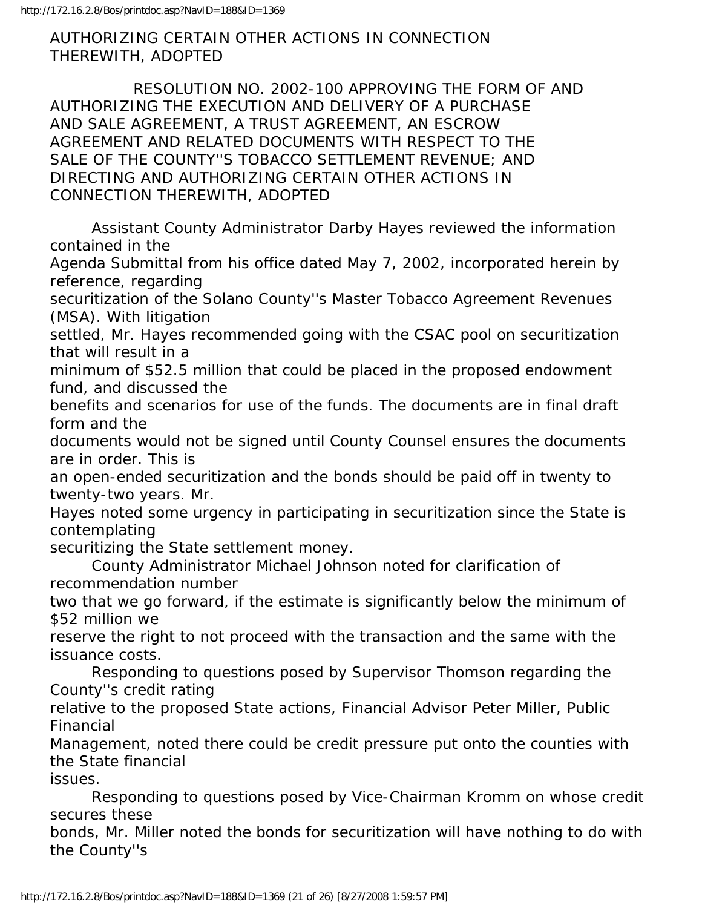AUTHORIZING CERTAIN OTHER ACTIONS IN CONNECTION THEREWITH, ADOPTED

RESOLUTION NO. 2002-100 APPROVING THE FORM OF AND AUTHORIZING THE EXECUTION AND DELIVERY OF A PURCHASE AND SALE AGREEMENT, A TRUST AGREEMENT, AN ESCROW AGREEMENT AND RELATED DOCUMENTS WITH RESPECT TO THE SALE OF THE COUNTY''S TOBACCO SETTLEMENT REVENUE; AND DIRECTING AND AUTHORIZING CERTAIN OTHER ACTIONS IN CONNECTION THEREWITH, ADOPTED

Assistant County Administrator Darby Hayes reviewed the information contained in the Agenda Submittal from his office dated May 7, 2002, incorporated herein by reference, regarding securitization of the Solano County''s Master Tobacco Agreement Revenues (MSA). With litigation settled, Mr. Hayes recommended going with the CSAC pool on securitization that will result in a minimum of $52.5 million that could be placed in the proposed endowment fund, and discussed the benefits and scenarios for use of the funds. The documents are in final draft form and the documents would not be signed until County Counsel ensures the documents are in order. This is an open-ended securitization and the bonds should be paid off in twenty to twenty-two years. Mr. Hayes noted some urgency in participating in securitization since the State is contemplating securitizing the State settlement money.

County Administrator Michael Johnson noted for clarification of recommendation number two that we go forward, if the estimate is significantly below the minimum of $52 million we reserve the right to not proceed with the transaction and the same with the issuance costs.

Responding to questions posed by Supervisor Thomson regarding the County''s credit rating relative to the proposed State actions, Financial Advisor Peter Miller, Public Financial Management, noted there could be credit pressure put onto the counties with the State financial issues.

Responding to questions posed by Vice-Chairman Kromm on whose credit secures these bonds, Mr. Miller noted the bonds for securitization will have nothing to do with the County''s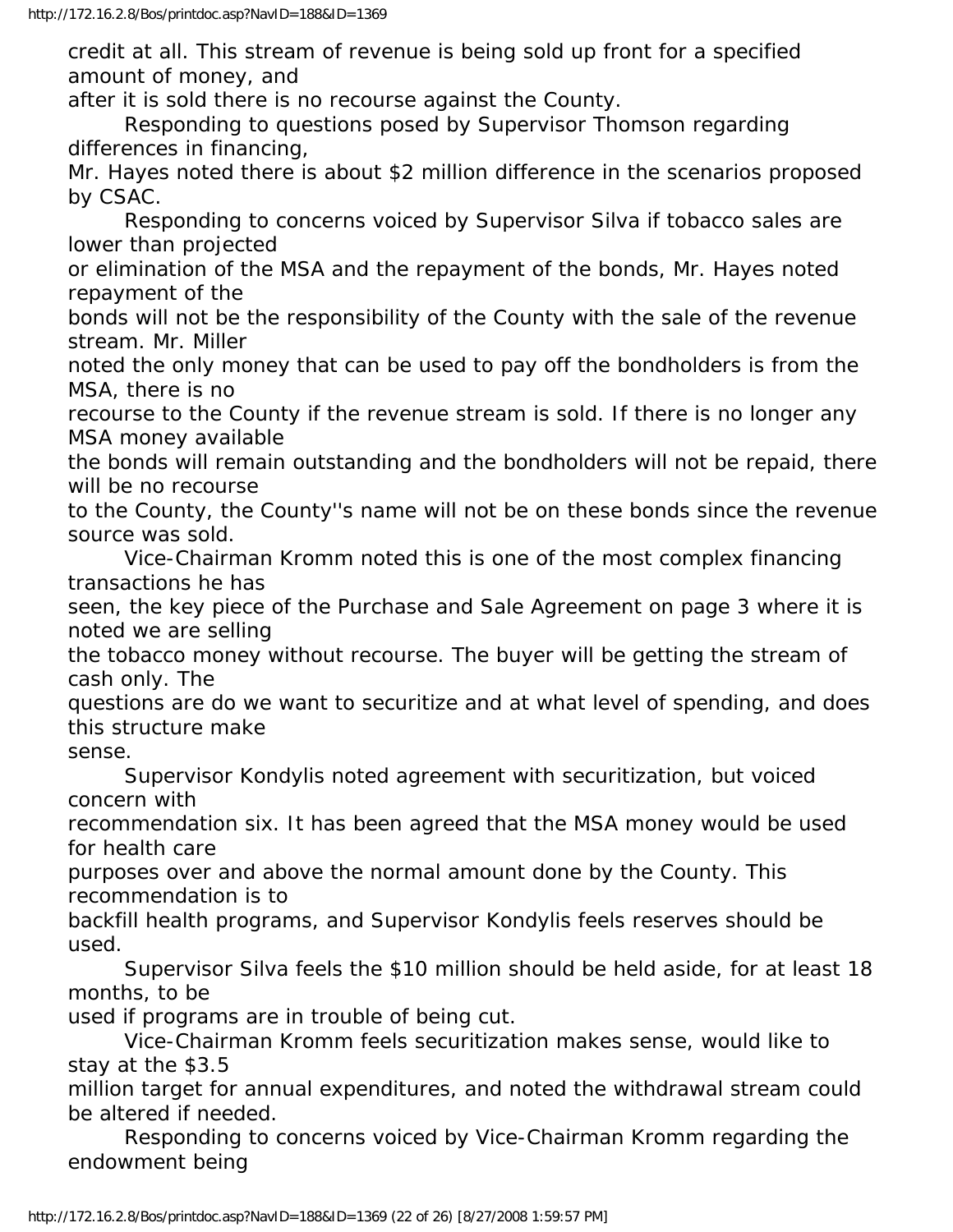credit at all. This stream of revenue is being sold up front for a specified amount of money, and after it is sold there is no recourse against the County.

Responding to questions posed by Supervisor Thomson regarding differences in financing, Mr. Hayes noted there is about $2 million difference in the scenarios proposed by CSAC.

Responding to concerns voiced by Supervisor Silva if tobacco sales are lower than projected or elimination of the MSA and the repayment of the bonds, Mr. Hayes noted repayment of the bonds will not be the responsibility of the County with the sale of the revenue stream. Mr. Miller noted the only money that can be used to pay off the bondholders is from the MSA, there is no recourse to the County if the revenue stream is sold. If there is no longer any MSA money available the bonds will remain outstanding and the bondholders will not be repaid, there will be no recourse to the County, the County''s name will not be on these bonds since the revenue source was sold.

Vice-Chairman Kromm noted this is one of the most complex financing transactions he has seen, the key piece of the Purchase and Sale Agreement on page 3 where it is noted we are selling the tobacco money without recourse. The buyer will be getting the stream of cash only. The questions are do we want to securitize and at what level of spending, and does this structure make sense.

Supervisor Kondylis noted agreement with securitization, but voiced concern with recommendation six. It has been agreed that the MSA money would be used for health care purposes over and above the normal amount done by the County. This recommendation is to backfill health programs, and Supervisor Kondylis feels reserves should be used.

Supervisor Silva feels the $10 million should be held aside, for at least 18 months, to be used if programs are in trouble of being cut.

Vice-Chairman Kromm feels securitization makes sense, would like to stay at the $3.5 million target for annual expenditures, and noted the withdrawal stream could be altered if needed.

Responding to concerns voiced by Vice-Chairman Kromm regarding the endowment being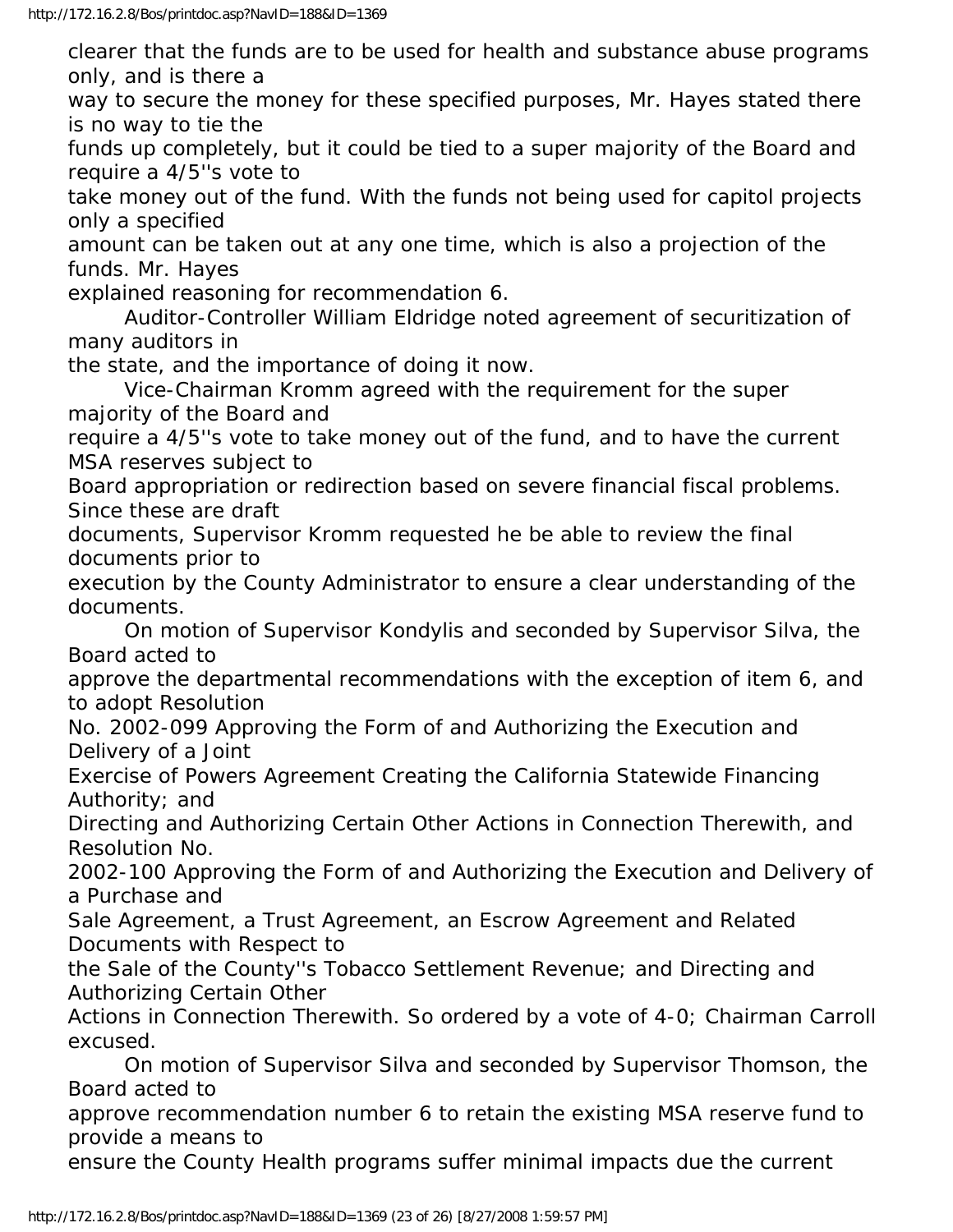clearer that the funds are to be used for health and substance abuse programs only, and is there a way to secure the money for these specified purposes, Mr. Hayes stated there is no way to tie the funds up completely, but it could be tied to a super majority of the Board and require a 4/5''s vote to take money out of the fund. With the funds not being used for capitol projects only a specified amount can be taken out at any one time, which is also a projection of the funds. Mr. Hayes explained reasoning for recommendation 6.

Auditor-Controller William Eldridge noted agreement of securitization of many auditors in the state, and the importance of doing it now.

Vice-Chairman Kromm agreed with the requirement for the super majority of the Board and require a 4/5''s vote to take money out of the fund, and to have the current MSA reserves subject to Board appropriation or redirection based on severe financial fiscal problems. Since these are draft documents, Supervisor Kromm requested he be able to review the final documents prior to execution by the County Administrator to ensure a clear understanding of the documents.

On motion of Supervisor Kondylis and seconded by Supervisor Silva, the Board acted to approve the departmental recommendations with the exception of item 6, and to adopt Resolution No. 2002-099 Approving the Form of and Authorizing the Execution and Delivery of a Joint Exercise of Powers Agreement Creating the California Statewide Financing Authority; and Directing and Authorizing Certain Other Actions in Connection Therewith, and Resolution No. 2002-100 Approving the Form of and Authorizing the Execution and Delivery of a Purchase and Sale Agreement, a Trust Agreement, an Escrow Agreement and Related Documents with Respect to the Sale of the County''s Tobacco Settlement Revenue; and Directing and Authorizing Certain Other Actions in Connection Therewith. So ordered by a vote of 4-0; Chairman Carroll excused.

On motion of Supervisor Silva and seconded by Supervisor Thomson, the Board acted to approve recommendation number 6 to retain the existing MSA reserve fund to provide a means to ensure the County Health programs suffer minimal impacts due the current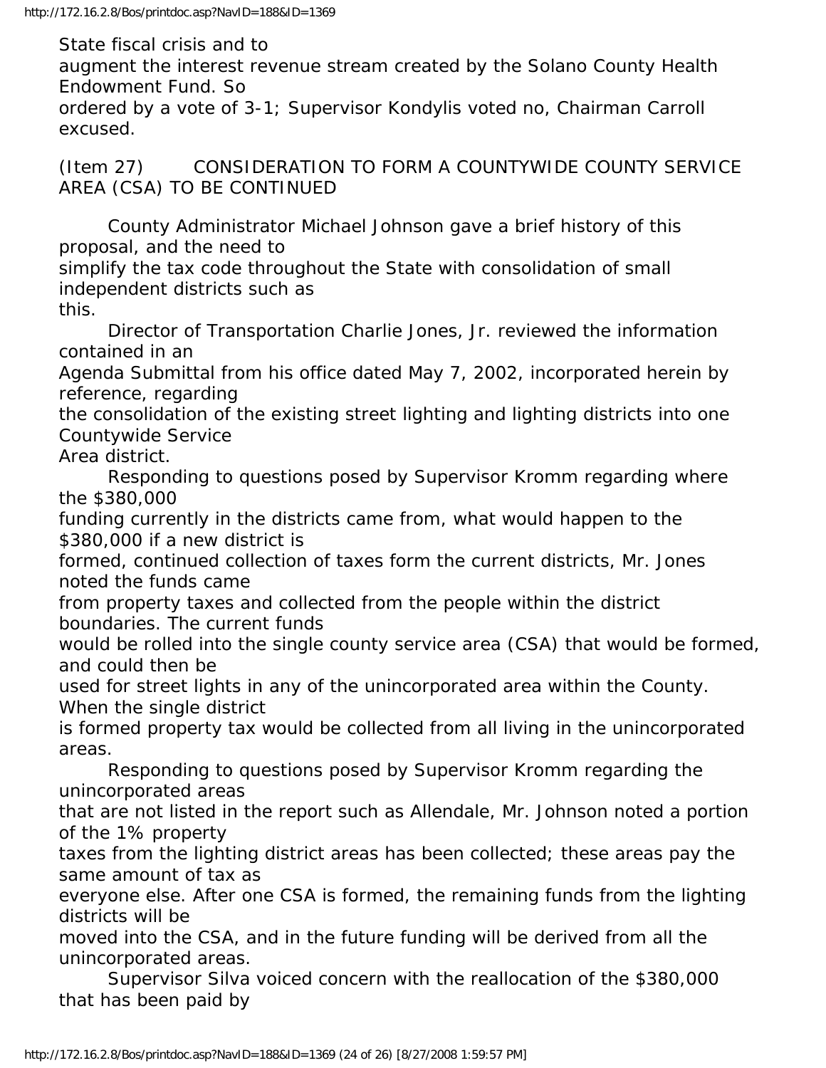State fiscal crisis and to augment the interest revenue stream created by the Solano County Health Endowment Fund. So ordered by a vote of 3-1; Supervisor Kondylis voted no, Chairman Carroll excused.

(Item 27) CONSIDERATION TO FORM A COUNTYWIDE COUNTY SERVICE AREA (CSA) TO BE CONTINUED

County Administrator Michael Johnson gave a brief history of this proposal, and the need to simplify the tax code throughout the State with consolidation of small independent districts such as this.

Director of Transportation Charlie Jones, Jr. reviewed the information contained in an Agenda Submittal from his office dated May 7, 2002, incorporated herein by reference, regarding the consolidation of the existing street lighting and lighting districts into one Countywide Service Area district.

Responding to questions posed by Supervisor Kromm regarding where the $380,000 funding currently in the districts came from, what would happen to the $380,000 if a new district is formed, continued collection of taxes form the current districts, Mr. Jones noted the funds came from property taxes and collected from the people within the district boundaries. The current funds would be rolled into the single county service area (CSA) that would be formed, and could then be used for street lights in any of the unincorporated area within the County. When the single district is formed property tax would be collected from all living in the unincorporated areas.

Responding to questions posed by Supervisor Kromm regarding the unincorporated areas that are not listed in the report such as Allendale, Mr. Johnson noted a portion of the 1% property taxes from the lighting district areas has been collected; these areas pay the same amount of tax as everyone else. After one CSA is formed, the remaining funds from the lighting districts will be moved into the CSA, and in the future funding will be derived from all the unincorporated areas.

Supervisor Silva voiced concern with the reallocation of the $380,000 that has been paid by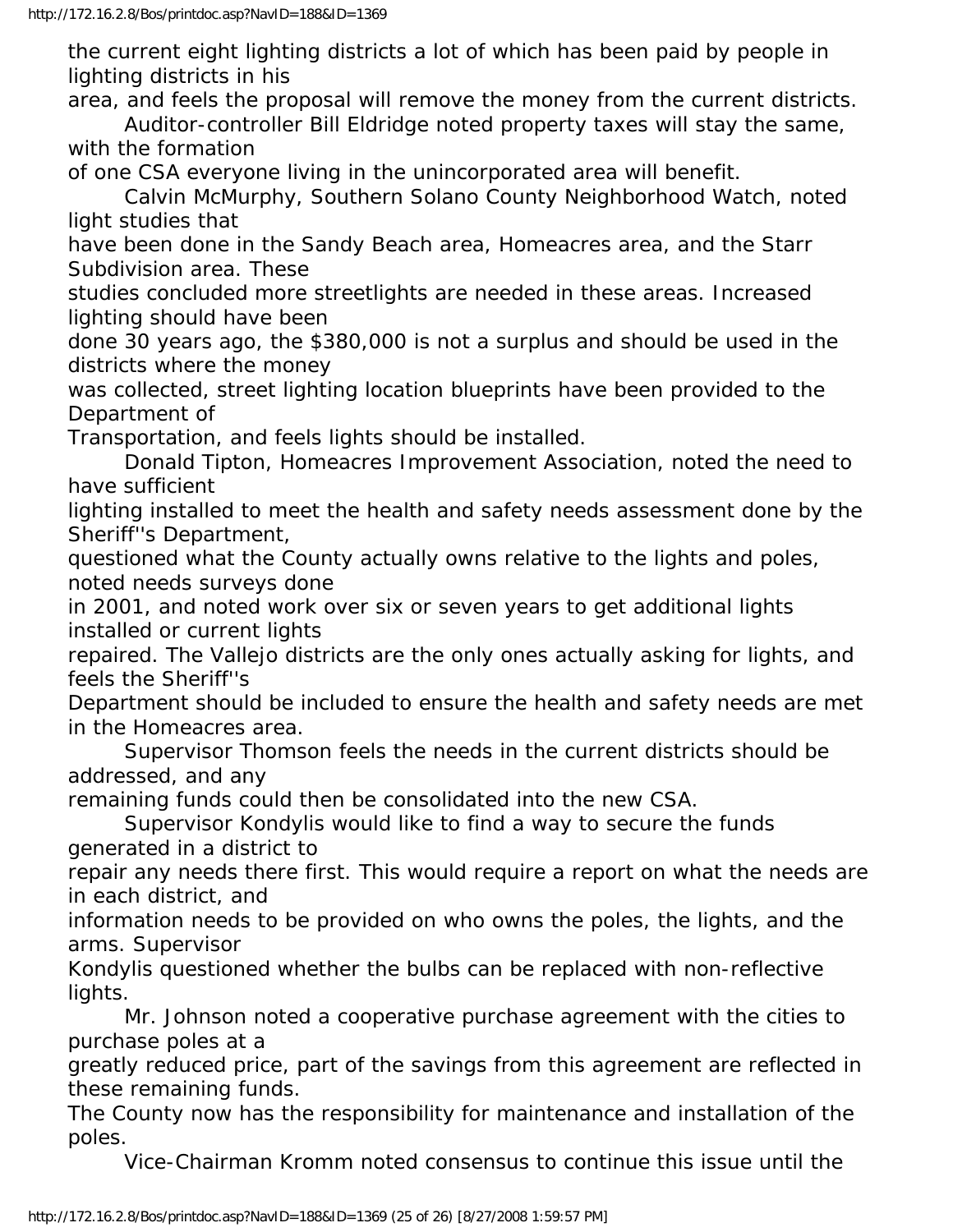the current eight lighting districts a lot of which has been paid by people in lighting districts in his area, and feels the proposal will remove the money from the current districts.

Auditor-controller Bill Eldridge noted property taxes will stay the same, with the formation of one CSA everyone living in the unincorporated area will benefit.

Calvin McMurphy, Southern Solano County Neighborhood Watch, noted light studies that have been done in the Sandy Beach area, Homeacres area, and the Starr Subdivision area. These studies concluded more streetlights are needed in these areas. Increased lighting should have been done 30 years ago, the $380,000 is not a surplus and should be used in the districts where the money was collected, street lighting location blueprints have been provided to the Department of Transportation, and feels lights should be installed.

Donald Tipton, Homeacres Improvement Association, noted the need to have sufficient lighting installed to meet the health and safety needs assessment done by the Sheriff''s Department, questioned what the County actually owns relative to the lights and poles, noted needs surveys done in 2001, and noted work over six or seven years to get additional lights installed or current lights repaired. The Vallejo districts are the only ones actually asking for lights, and feels the Sheriff''s Department should be included to ensure the health and safety needs are met in the Homeacres area.

Supervisor Thomson feels the needs in the current districts should be addressed, and any remaining funds could then be consolidated into the new CSA.

Supervisor Kondylis would like to find a way to secure the funds generated in a district to repair any needs there first. This would require a report on what the needs are in each district, and information needs to be provided on who owns the poles, the lights, and the arms. Supervisor Kondylis questioned whether the bulbs can be replaced with non-reflective lights.

Mr. Johnson noted a cooperative purchase agreement with the cities to purchase poles at a greatly reduced price, part of the savings from this agreement are reflected in these remaining funds. The County now has the responsibility for maintenance and installation of the poles.

Vice-Chairman Kromm noted consensus to continue this issue until the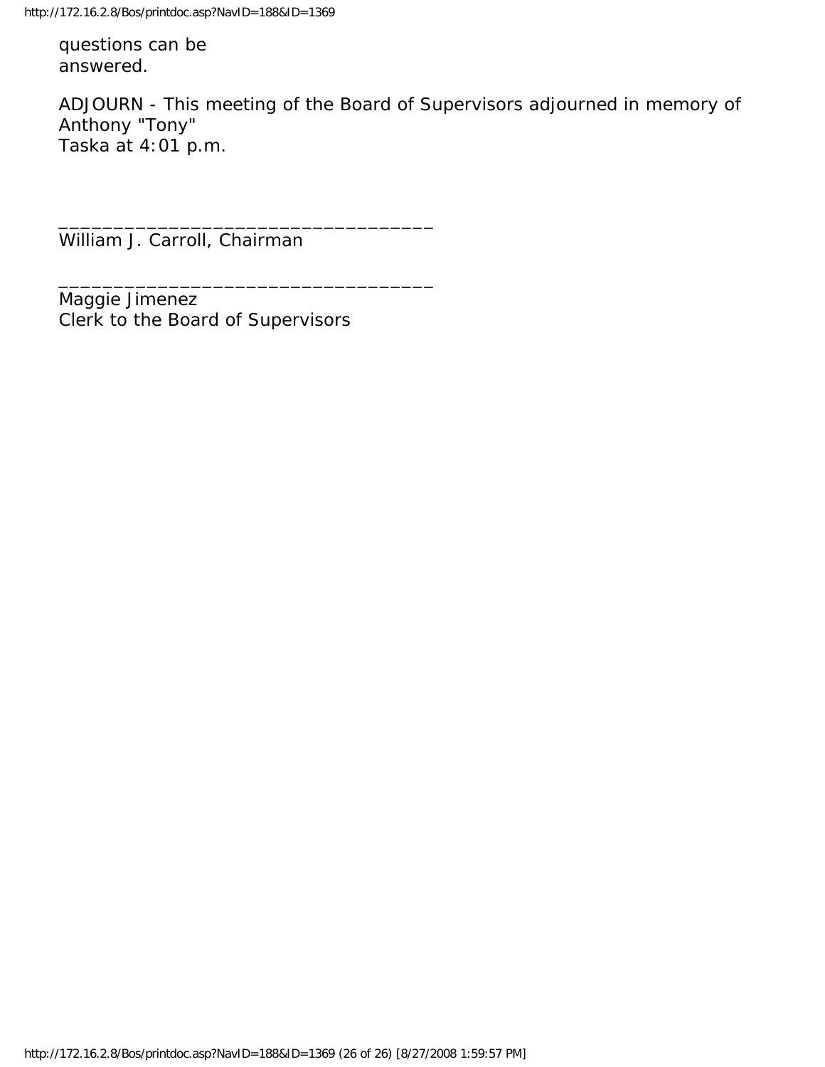questions can be answered.

ADJOURN - This meeting of the Board of Supervisors adjourned in memory of Anthony "Tony" Taska at 4:01 p.m.

_________________________________
William J. Carroll, Chairman

_________________________________
Maggie Jimenez
Clerk to the Board of Supervisors